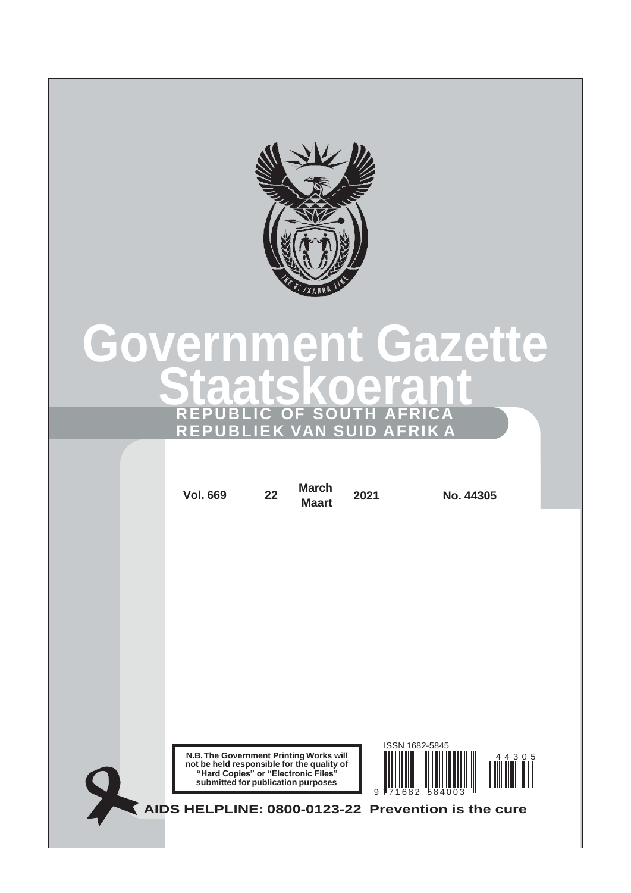# Government Gazette

# Staatskoerant

**REPUBLIC OF SOUTH AFRICA**

**REPUBLIEK VAN SUID AFRIKA**

| Vol. 669 | 22 | March Maart | 2021 | No. 44305 |
|---|---|---|---|---|

**N.B. The Government Printing Works will not be held responsible for the quality of "Hard Copies" or "Electronic Files" submitted for publication purposes**

ISSN 1682-5845

9 771682 584003

4 4 3 0 5

**AIDS HELPLINE: 0800-0123-22 Prevention is the cure**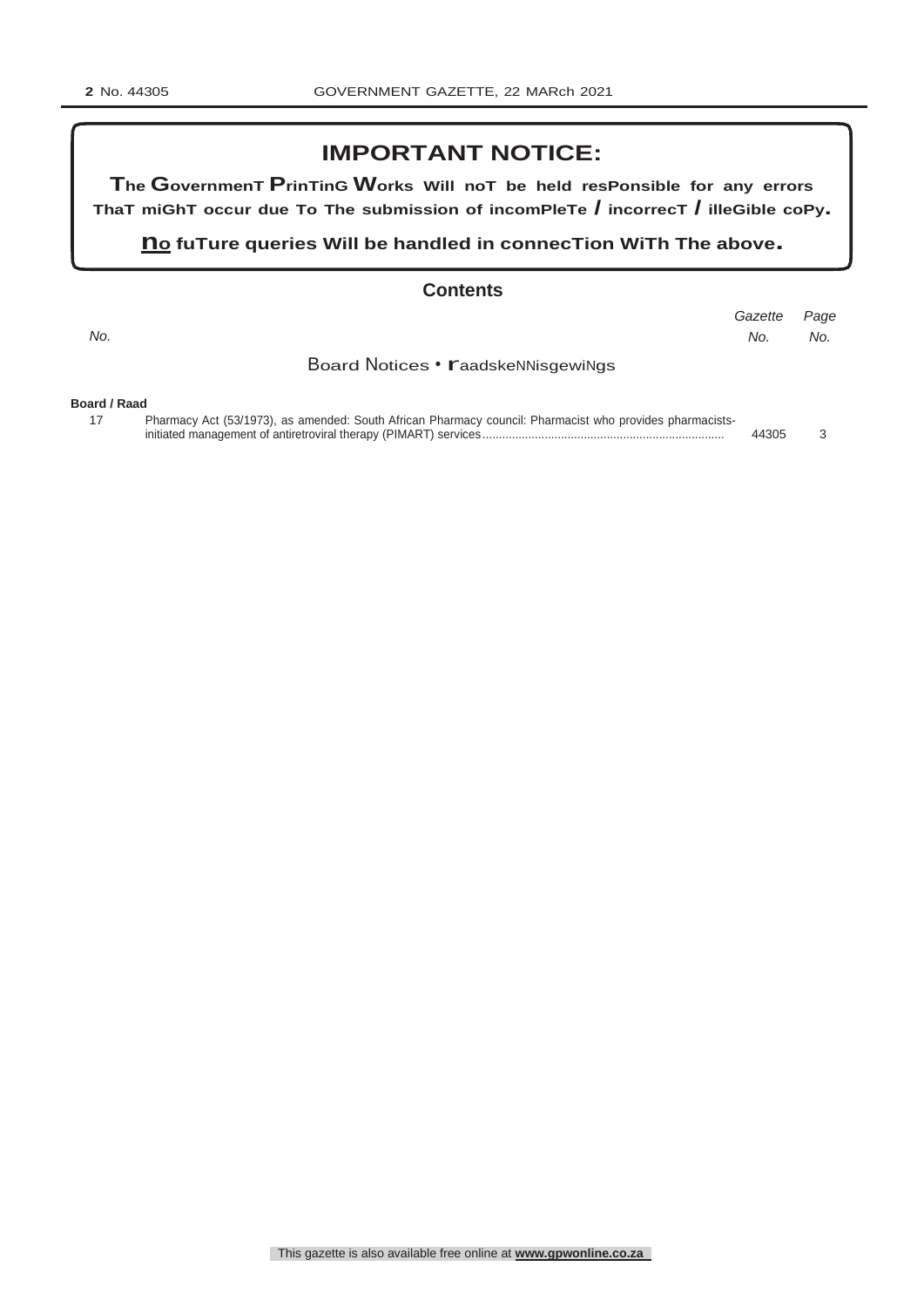## IMPORTANT NOTICE:

**The Government Printing Works will not be held responsible for any errors that might occur due to the submission of incomplete / incorrect / illegible copy.**

**No future queries will be handled in connection with the above.**

### Contents

| No. | | Gazette No. | Page No. |
|---|---|---|---|
| | **Board Notices • Raadskennisgewings** | | |
| **Board / Raad** | | | |
| 17 | Pharmacy Act (53/1973), as amended: South African Pharmacy council: Pharmacist who provides pharmacists-initiated management of antiretroviral therapy (PIMART) services | 44305 | 3 |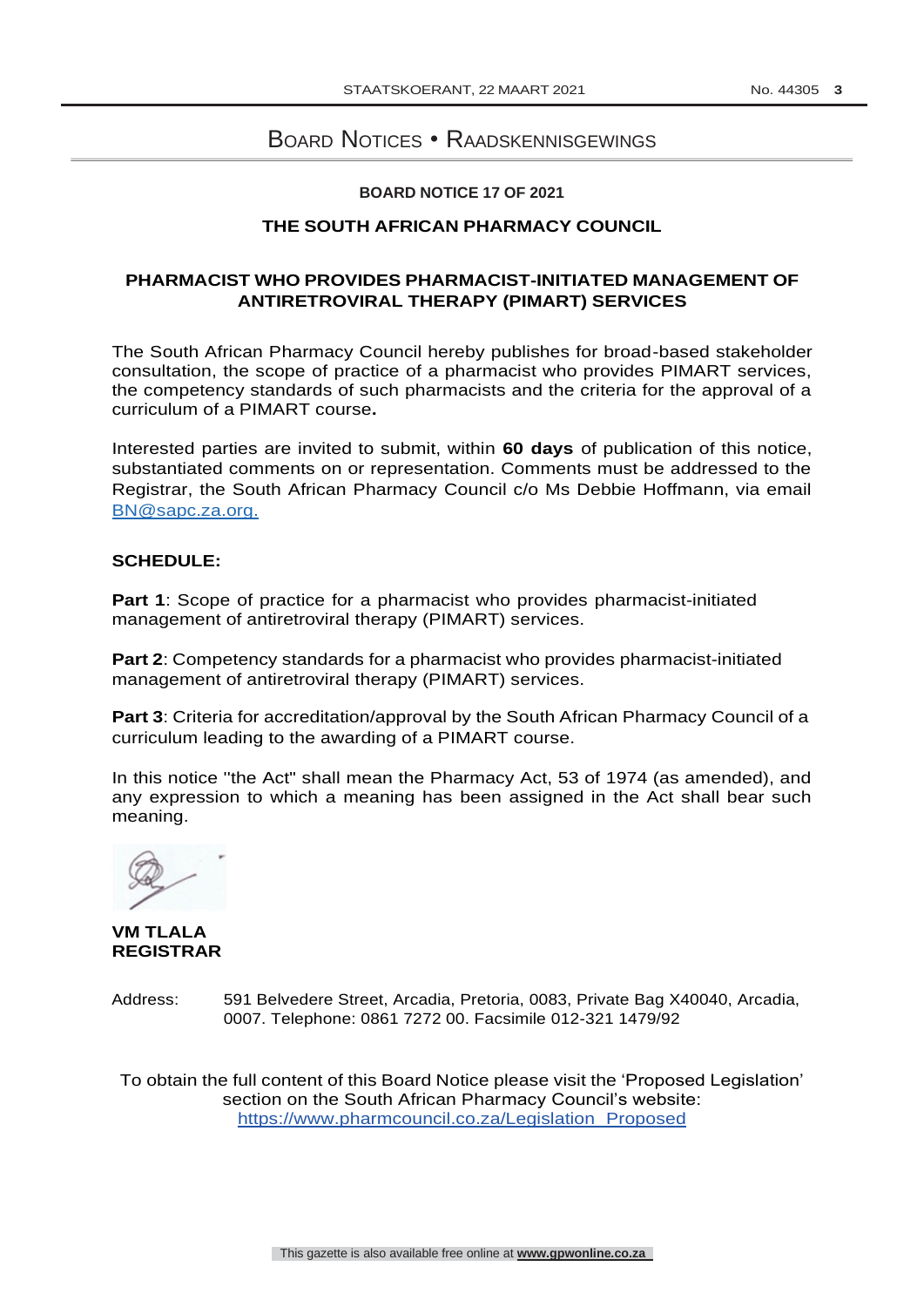# BOARD NOTICES • RAADSKENNISGEWINGS

**BOARD NOTICE 17 OF 2021**

**THE SOUTH AFRICAN PHARMACY COUNCIL**

**PHARMACIST WHO PROVIDES PHARMACIST-INITIATED MANAGEMENT OF ANTIRETROVIRAL THERAPY (PIMART) SERVICES**

The South African Pharmacy Council hereby publishes for broad-based stakeholder consultation, the scope of practice of a pharmacist who provides PIMART services, the competency standards of such pharmacists and the criteria for the approval of a curriculum of a PIMART course**.**

Interested parties are invited to submit, within **60 days** of publication of this notice, substantiated comments on or representation. Comments must be addressed to the Registrar, the South African Pharmacy Council c/o Ms Debbie Hoffmann, via email BN@sapc.za.org.

**SCHEDULE:**

**Part 1**: Scope of practice for a pharmacist who provides pharmacist-initiated management of antiretroviral therapy (PIMART) services.

**Part 2**: Competency standards for a pharmacist who provides pharmacist-initiated management of antiretroviral therapy (PIMART) services.

**Part 3**: Criteria for accreditation/approval by the South African Pharmacy Council of a curriculum leading to the awarding of a PIMART course.

In this notice "the Act" shall mean the Pharmacy Act, 53 of 1974 (as amended), and any expression to which a meaning has been assigned in the Act shall bear such meaning.

**VM TLALA**
**REGISTRAR**

Address: 591 Belvedere Street, Arcadia, Pretoria, 0083, Private Bag X40040, Arcadia, 0007. Telephone: 0861 7272 00. Facsimile 012-321 1479/92

To obtain the full content of this Board Notice please visit the 'Proposed Legislation' section on the South African Pharmacy Council's website:
https://www.pharmcouncil.co.za/Legislation_Proposed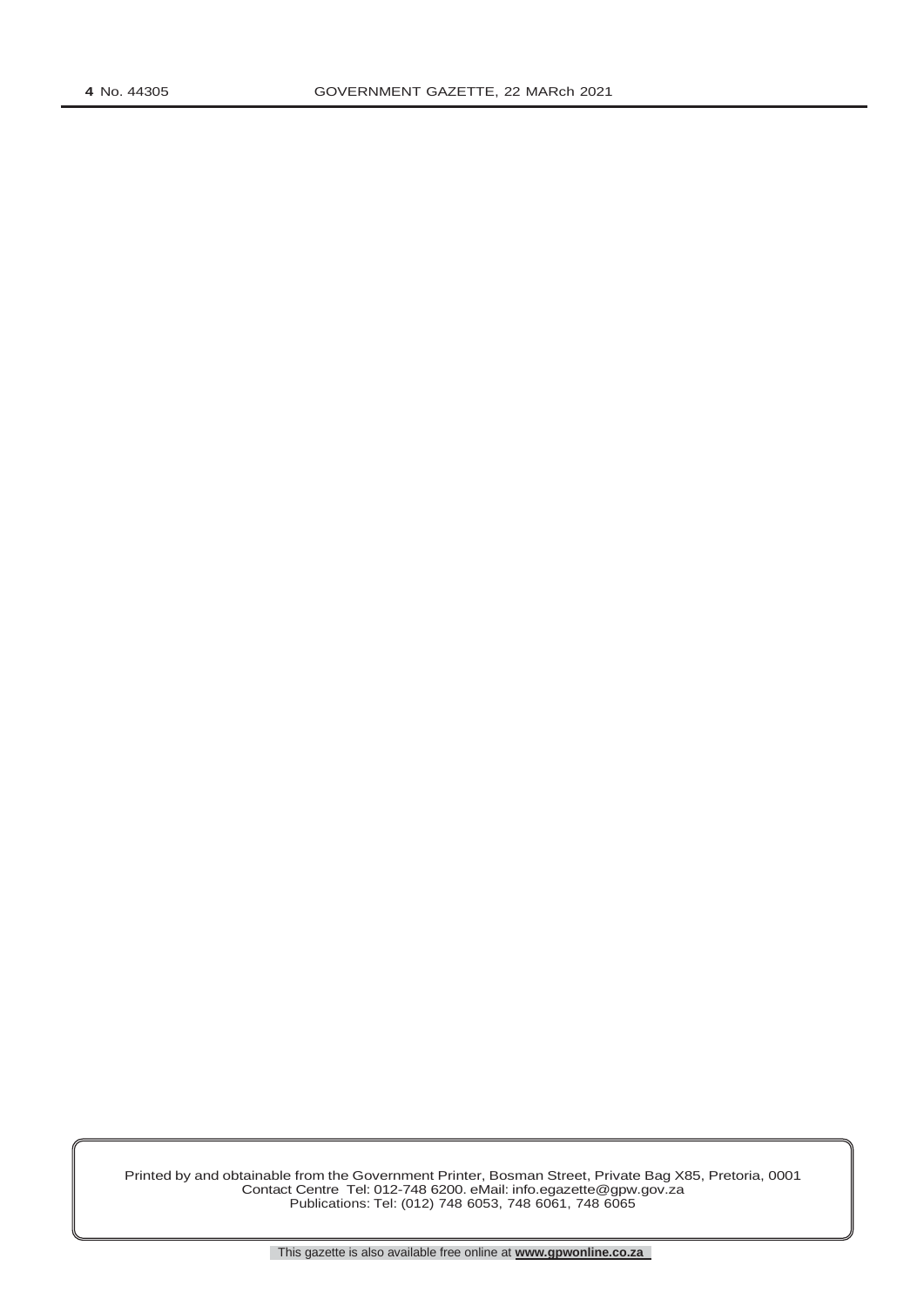Printed by and obtainable from the Government Printer, Bosman Street, Private Bag X85, Pretoria, 0001
Contact Centre Tel: 012-748 6200. eMail: info.egazette@gpw.gov.za
Publications: Tel: (012) 748 6053, 748 6061, 748 6065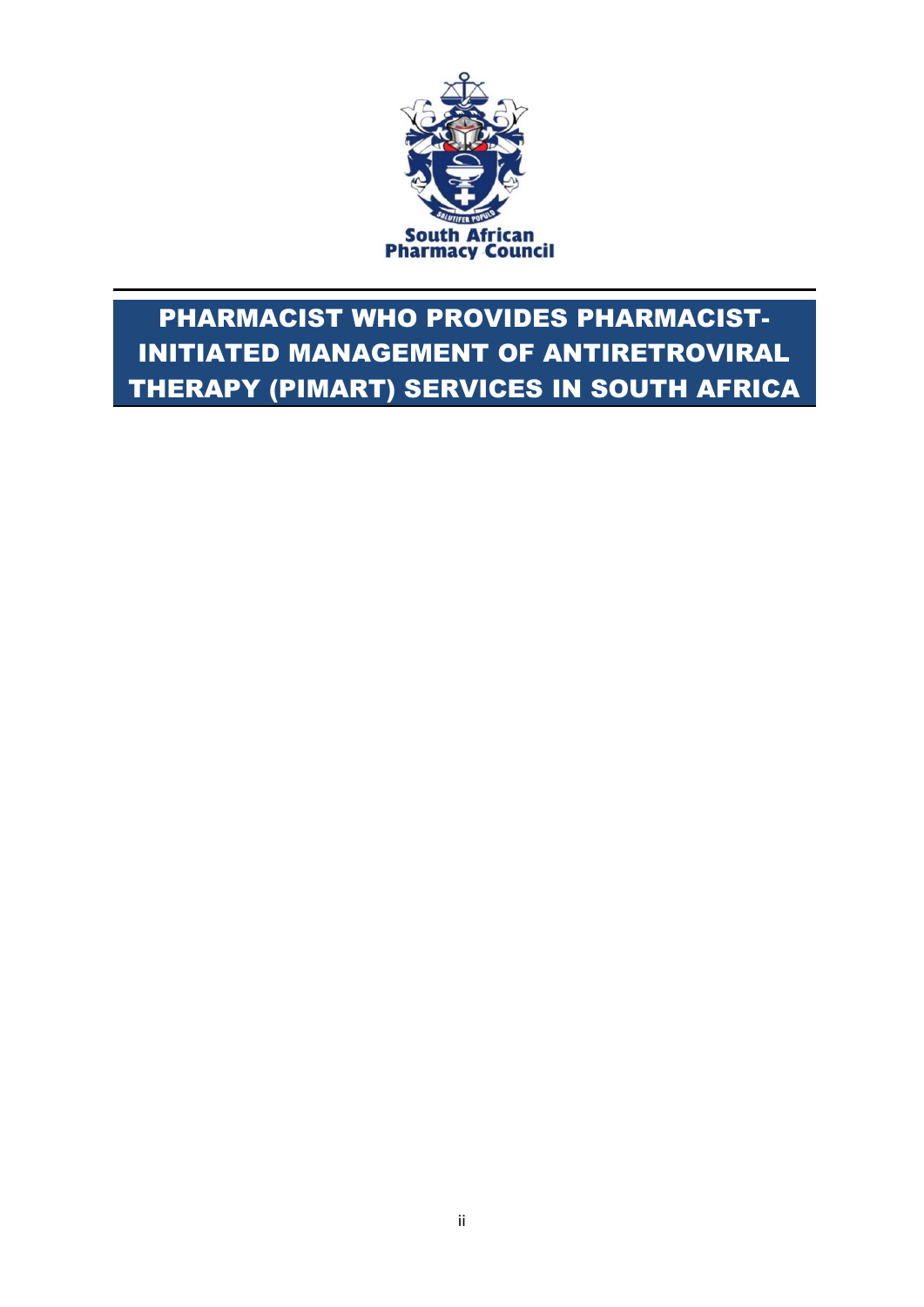South African Pharmacy Council

# PHARMACIST WHO PROVIDES PHARMACIST-INITIATED MANAGEMENT OF ANTIRETROVIRAL THERAPY (PIMART) SERVICES IN SOUTH AFRICA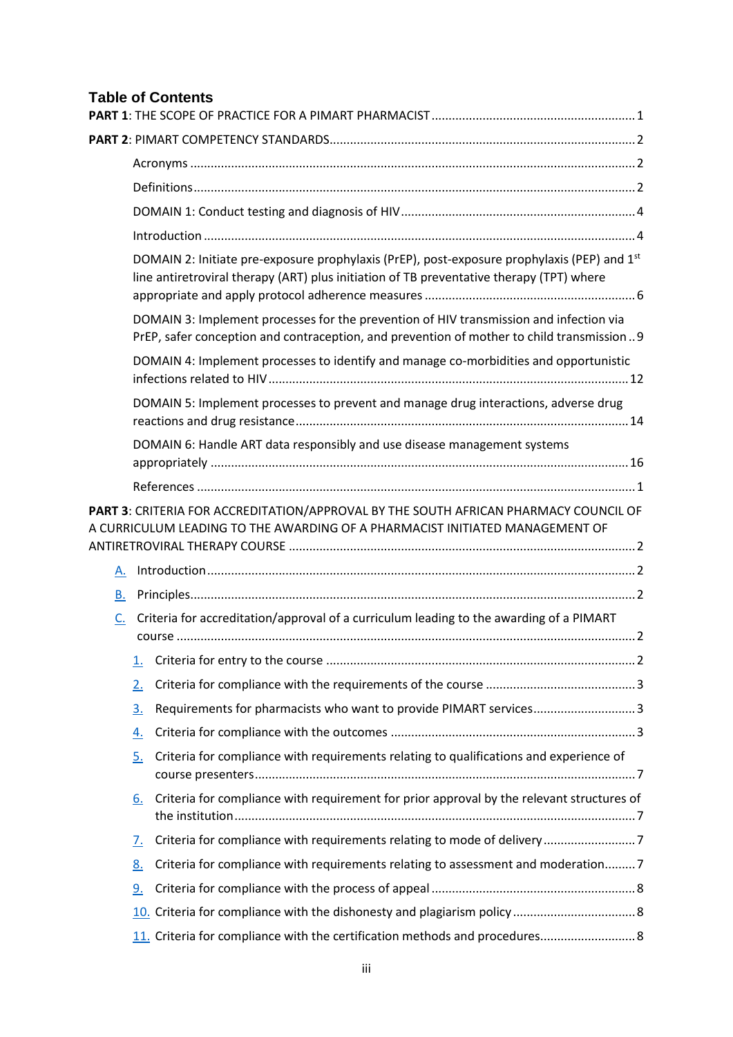## Table of Contents

**PART 1**: THE SCOPE OF PRACTICE FOR A PIMART PHARMACIST ........................................................ 1

**PART 2**: PIMART COMPETENCY STANDARDS........................................................................................ 2

- Acronyms ................................................................................................................................. 2
- Definitions................................................................................................................................. 2
- DOMAIN 1: Conduct testing and diagnosis of HIV .................................................................... 4
- Introduction ............................................................................................................................. 4
- DOMAIN 2: Initiate pre-exposure prophylaxis (PrEP), post-exposure prophylaxis (PEP) and 1st line antiretroviral therapy (ART) plus initiation of TB preventative therapy (TPT) where appropriate and apply protocol adherence measures ............................................................. 6
- DOMAIN 3: Implement processes for the prevention of HIV transmission and infection via PrEP, safer conception and contraception, and prevention of mother to child transmission .. 9
- DOMAIN 4: Implement processes to identify and manage co-morbidities and opportunistic infections related to HIV ........................................................................................................ 12
- DOMAIN 5: Implement processes to prevent and manage drug interactions, adverse drug reactions and drug resistance ................................................................................................. 14
- DOMAIN 6: Handle ART data responsibly and use disease management systems appropriately ......................................................................................................................... 16
- References ............................................................................................................................... 1

**PART 3**: CRITERIA FOR ACCREDITATION/APPROVAL BY THE SOUTH AFRICAN PHARMACY COUNCIL OF A CURRICULUM LEADING TO THE AWARDING OF A PHARMACIST INITIATED MANAGEMENT OF ANTIRETROVIRAL THERAPY COURSE ..................................................................................... 2

- A. Introduction ............................................................................................................................ 2
- B. Principles.................................................................................................................................. 2
- C. Criteria for accreditation/approval of a curriculum leading to the awarding of a PIMART course ..................................................................................................................................... 2
  1. Criteria for entry to the course .......................................................................................... 2
  2. Criteria for compliance with the requirements of the course ............................................ 3
  3. Requirements for pharmacists who want to provide PIMART services............................. 3
  4. Criteria for compliance with the outcomes ....................................................................... 3
  5. Criteria for compliance with requirements relating to qualifications and experience of course presenters.............................................................................................................. 7
  6. Criteria for compliance with requirement for prior approval by the relevant structures of the institution..................................................................................................................... 7
  7. Criteria for compliance with requirements relating to mode of delivery........................... 7
  8. Criteria for compliance with requirements relating to assessment and moderation......... 7
  9. Criteria for compliance with the process of appeal ........................................................... 8
  10. Criteria for compliance with the dishonesty and plagiarism policy .................................... 8
  11. Criteria for compliance with the certification methods and procedures............................ 8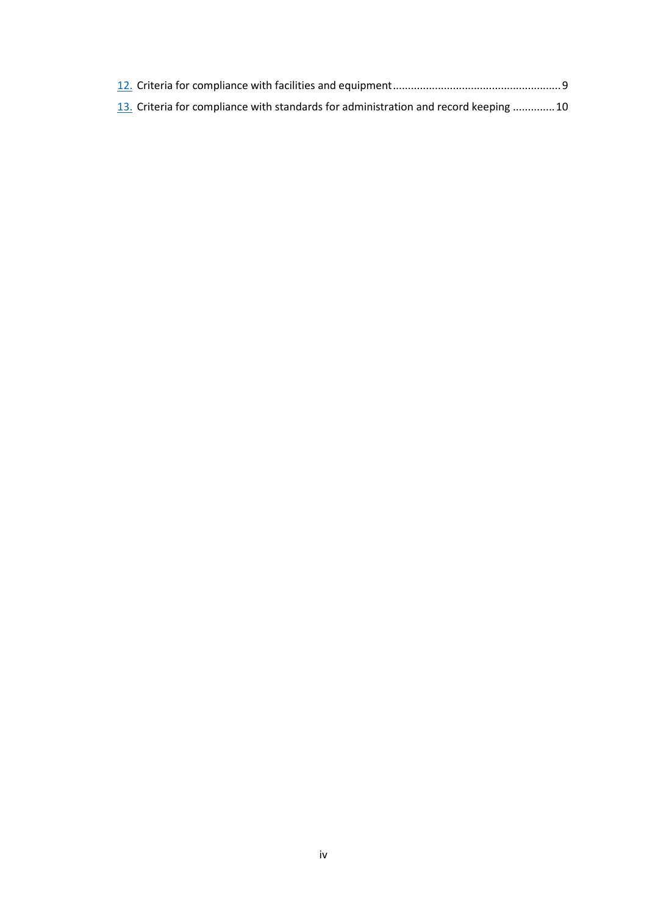12. Criteria for compliance with facilities and equipment ........................................................ 9

13. Criteria for compliance with standards for administration and record keeping ............. 10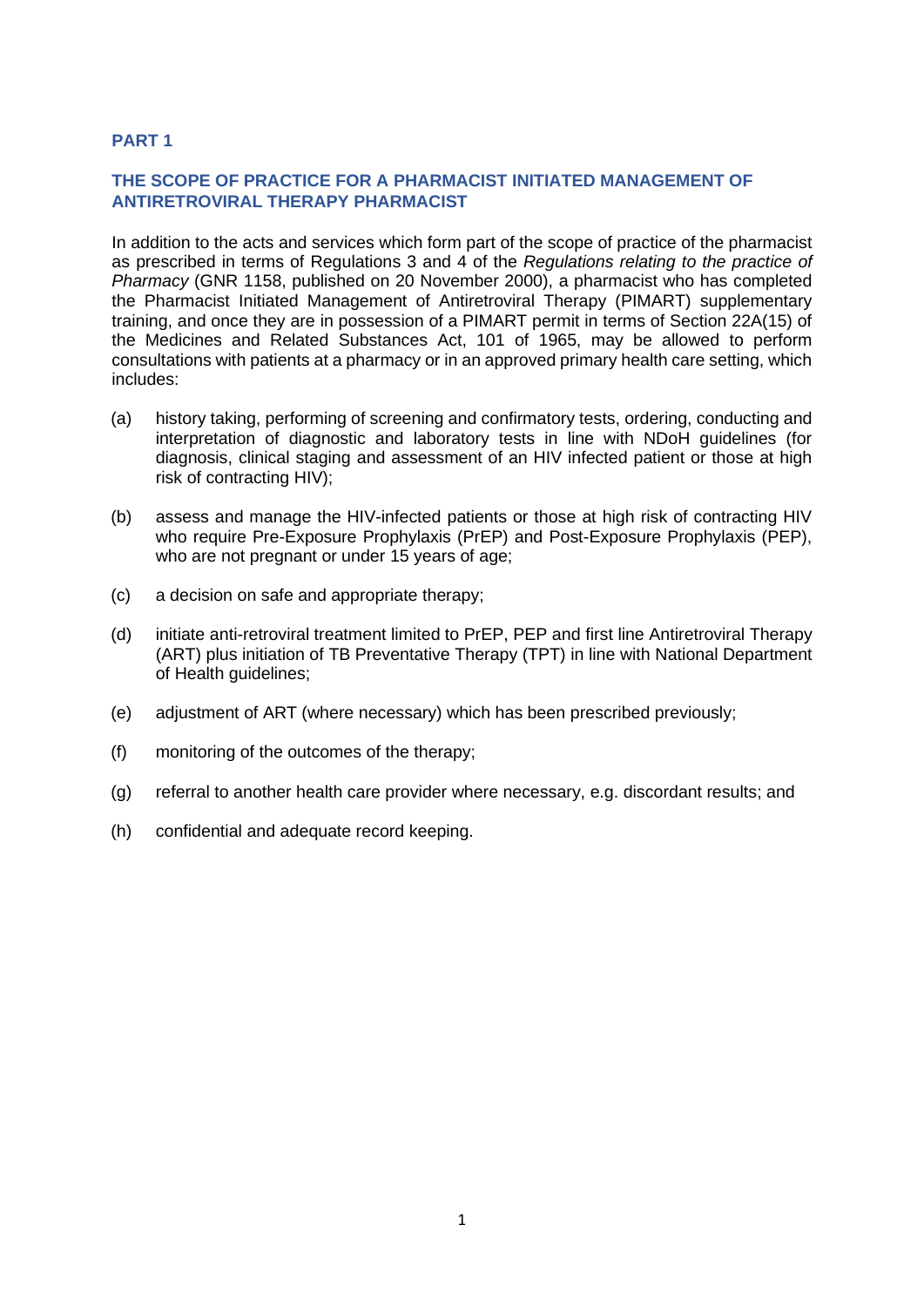## PART 1

## THE SCOPE OF PRACTICE FOR A PHARMACIST INITIATED MANAGEMENT OF ANTIRETROVIRAL THERAPY PHARMACIST

In addition to the acts and services which form part of the scope of practice of the pharmacist as prescribed in terms of Regulations 3 and 4 of the *Regulations relating to the practice of Pharmacy* (GNR 1158, published on 20 November 2000), a pharmacist who has completed the Pharmacist Initiated Management of Antiretroviral Therapy (PIMART) supplementary training, and once they are in possession of a PIMART permit in terms of Section 22A(15) of the Medicines and Related Substances Act, 101 of 1965, may be allowed to perform consultations with patients at a pharmacy or in an approved primary health care setting, which includes:

(a) history taking, performing of screening and confirmatory tests, ordering, conducting and interpretation of diagnostic and laboratory tests in line with NDoH guidelines (for diagnosis, clinical staging and assessment of an HIV infected patient or those at high risk of contracting HIV);

(b) assess and manage the HIV-infected patients or those at high risk of contracting HIV who require Pre-Exposure Prophylaxis (PrEP) and Post-Exposure Prophylaxis (PEP), who are not pregnant or under 15 years of age;

(c) a decision on safe and appropriate therapy;

(d) initiate anti-retroviral treatment limited to PrEP, PEP and first line Antiretroviral Therapy (ART) plus initiation of TB Preventative Therapy (TPT) in line with National Department of Health guidelines;

(e) adjustment of ART (where necessary) which has been prescribed previously;

(f) monitoring of the outcomes of the therapy;

(g) referral to another health care provider where necessary, e.g. discordant results; and

(h) confidential and adequate record keeping.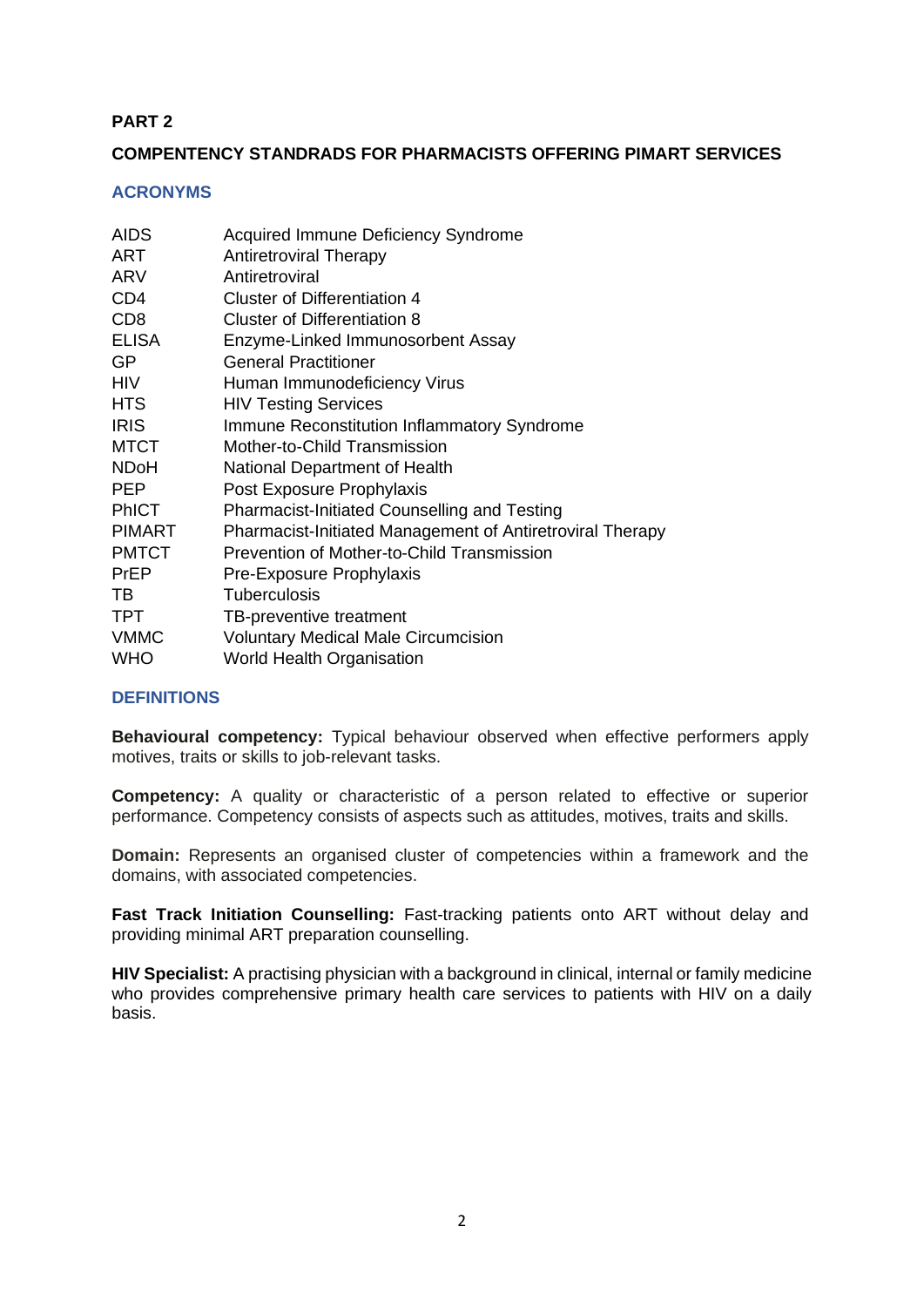**PART 2**

**COMPENTENCY STANDRADS FOR PHARMACISTS OFFERING PIMART SERVICES**

## ACRONYMS

| | |
|---|---|
| AIDS | Acquired Immune Deficiency Syndrome |
| ART | Antiretroviral Therapy |
| ARV | Antiretroviral |
| CD4 | Cluster of Differentiation 4 |
| CD8 | Cluster of Differentiation 8 |
| ELISA | Enzyme-Linked Immunosorbent Assay |
| GP | General Practitioner |
| HIV | Human Immunodeficiency Virus |
| HTS | HIV Testing Services |
| IRIS | Immune Reconstitution Inflammatory Syndrome |
| MTCT | Mother-to-Child Transmission |
| NDoH | National Department of Health |
| PEP | Post Exposure Prophylaxis |
| PhICT | Pharmacist-Initiated Counselling and Testing |
| PIMART | Pharmacist-Initiated Management of Antiretroviral Therapy |
| PMTCT | Prevention of Mother-to-Child Transmission |
| PrEP | Pre-Exposure Prophylaxis |
| TB | Tuberculosis |
| TPT | TB-preventive treatment |
| VMMC | Voluntary Medical Male Circumcision |
| WHO | World Health Organisation |

## DEFINITIONS

**Behavioural competency:** Typical behaviour observed when effective performers apply motives, traits or skills to job-relevant tasks.

**Competency:** A quality or characteristic of a person related to effective or superior performance. Competency consists of aspects such as attitudes, motives, traits and skills.

**Domain:** Represents an organised cluster of competencies within a framework and the domains, with associated competencies.

**Fast Track Initiation Counselling:** Fast-tracking patients onto ART without delay and providing minimal ART preparation counselling.

**HIV Specialist:** A practising physician with a background in clinical, internal or family medicine who provides comprehensive primary health care services to patients with HIV on a daily basis.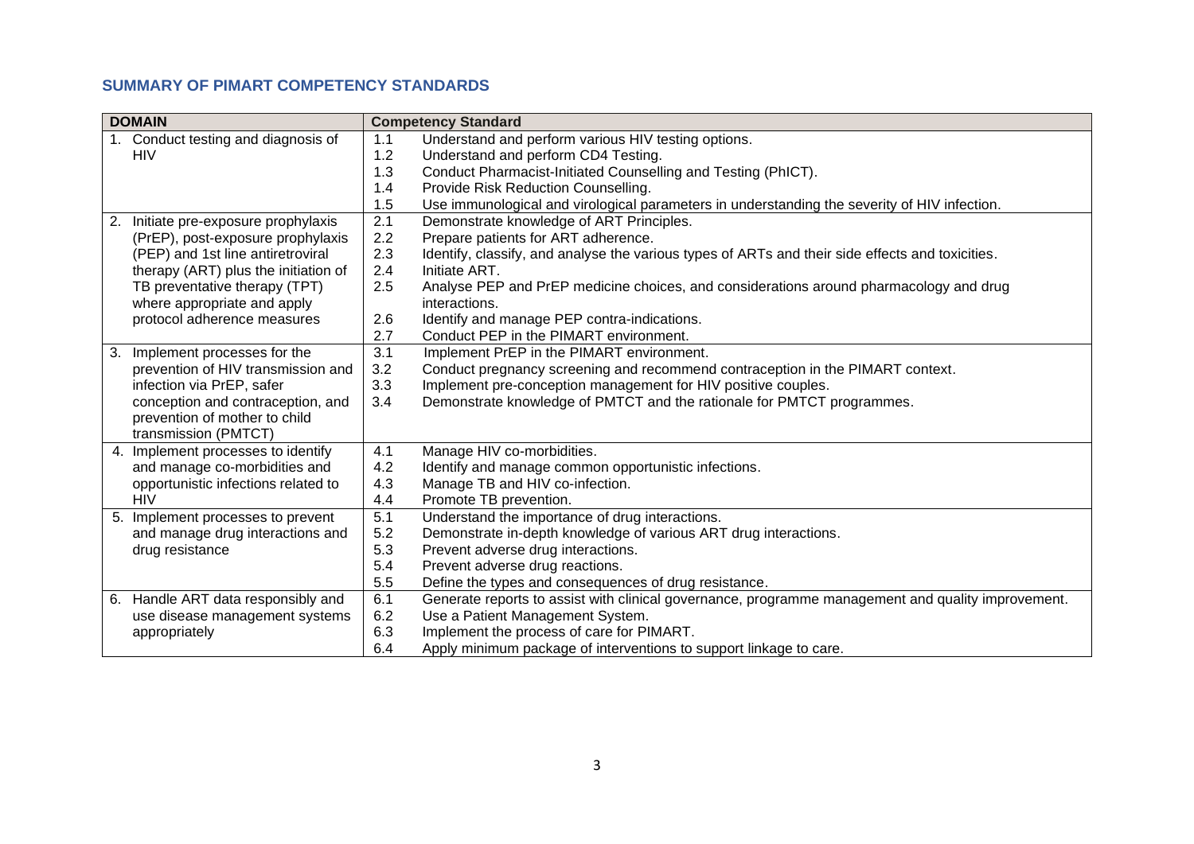## SUMMARY OF PIMART COMPETENCY STANDARDS

| DOMAIN | Competency Standard |
|---|---|
| 1. Conduct testing and diagnosis of HIV | 1.1 Understand and perform various HIV testing options.<br>1.2 Understand and perform CD4 Testing.<br>1.3 Conduct Pharmacist-Initiated Counselling and Testing (PhICT).<br>1.4 Provide Risk Reduction Counselling.<br>1.5 Use immunological and virological parameters in understanding the severity of HIV infection. |
| 2. Initiate pre-exposure prophylaxis (PrEP), post-exposure prophylaxis (PEP) and 1st line antiretroviral therapy (ART) plus the initiation of TB preventative therapy (TPT) where appropriate and apply protocol adherence measures | 2.1 Demonstrate knowledge of ART Principles.<br>2.2 Prepare patients for ART adherence.<br>2.3 Identify, classify, and analyse the various types of ARTs and their side effects and toxicities.<br>2.4 Initiate ART.<br>2.5 Analyse PEP and PrEP medicine choices, and considerations around pharmacology and drug interactions.<br>2.6 Identify and manage PEP contra-indications.<br>2.7 Conduct PEP in the PIMART environment. |
| 3. Implement processes for the prevention of HIV transmission and infection via PrEP, safer conception and contraception, and prevention of mother to child transmission (PMTCT) | 3.1 Implement PrEP in the PIMART environment.<br>3.2 Conduct pregnancy screening and recommend contraception in the PIMART context.<br>3.3 Implement pre-conception management for HIV positive couples.<br>3.4 Demonstrate knowledge of PMTCT and the rationale for PMTCT programmes. |
| 4. Implement processes to identify and manage co-morbidities and opportunistic infections related to HIV | 4.1 Manage HIV co-morbidities.<br>4.2 Identify and manage common opportunistic infections.<br>4.3 Manage TB and HIV co-infection.<br>4.4 Promote TB prevention. |
| 5. Implement processes to prevent and manage drug interactions and drug resistance | 5.1 Understand the importance of drug interactions.<br>5.2 Demonstrate in-depth knowledge of various ART drug interactions.<br>5.3 Prevent adverse drug interactions.<br>5.4 Prevent adverse drug reactions.<br>5.5 Define the types and consequences of drug resistance. |
| 6. Handle ART data responsibly and use disease management systems appropriately | 6.1 Generate reports to assist with clinical governance, programme management and quality improvement.<br>6.2 Use a Patient Management System.<br>6.3 Implement the process of care for PIMART.<br>6.4 Apply minimum package of interventions to support linkage to care. |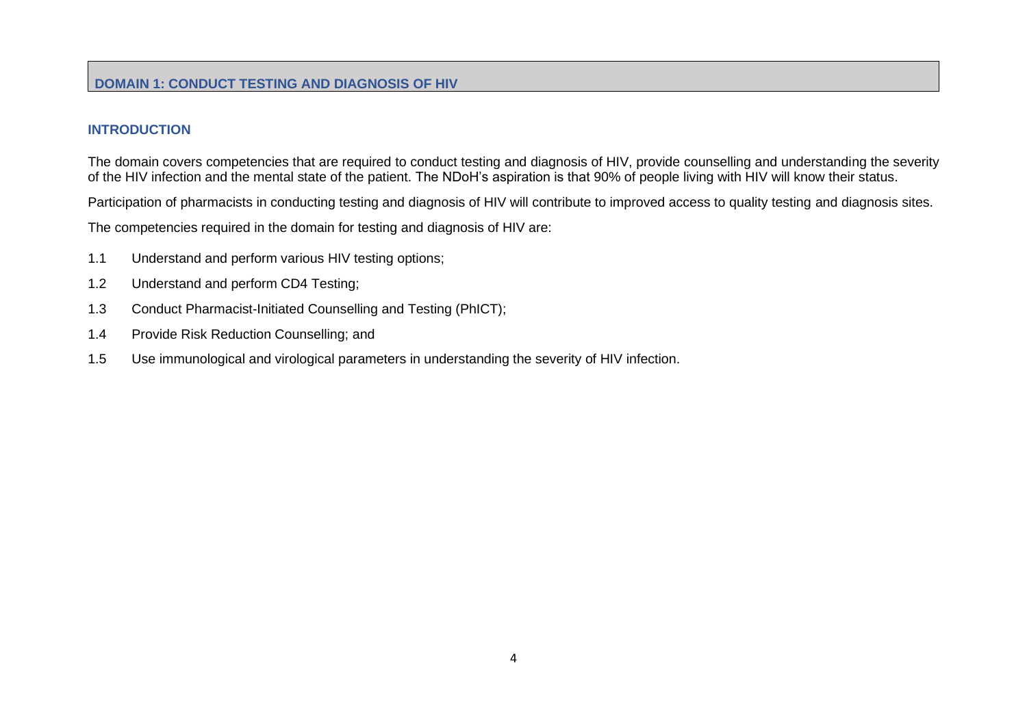## DOMAIN 1: CONDUCT TESTING AND DIAGNOSIS OF HIV

### INTRODUCTION

The domain covers competencies that are required to conduct testing and diagnosis of HIV, provide counselling and understanding the severity of the HIV infection and the mental state of the patient. The NDoH's aspiration is that 90% of people living with HIV will know their status.

Participation of pharmacists in conducting testing and diagnosis of HIV will contribute to improved access to quality testing and diagnosis sites.

The competencies required in the domain for testing and diagnosis of HIV are:

1.1 Understand and perform various HIV testing options;

1.2 Understand and perform CD4 Testing;

1.3 Conduct Pharmacist-Initiated Counselling and Testing (PhICT);

1.4 Provide Risk Reduction Counselling; and

1.5 Use immunological and virological parameters in understanding the severity of HIV infection.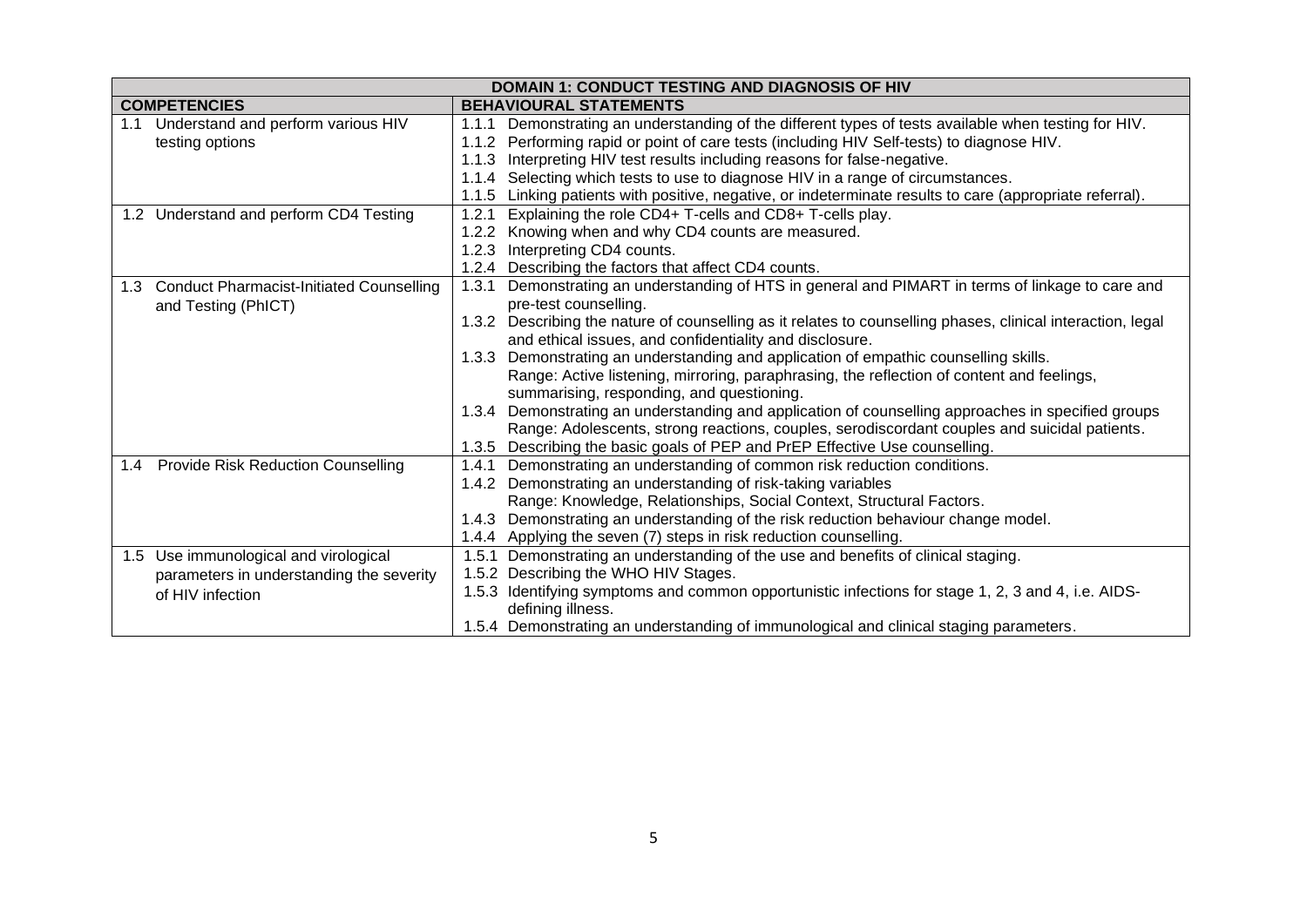| DOMAIN 1: CONDUCT TESTING AND DIAGNOSIS OF HIV | |
|---|---|
| **COMPETENCIES** | **BEHAVIOURAL STATEMENTS** |
| 1.1 Understand and perform various HIV testing options | 1.1.1 Demonstrating an understanding of the different types of tests available when testing for HIV.<br>1.1.2 Performing rapid or point of care tests (including HIV Self-tests) to diagnose HIV.<br>1.1.3 Interpreting HIV test results including reasons for false-negative.<br>1.1.4 Selecting which tests to use to diagnose HIV in a range of circumstances.<br>1.1.5 Linking patients with positive, negative, or indeterminate results to care (appropriate referral). |
| 1.2 Understand and perform CD4 Testing | 1.2.1 Explaining the role CD4+ T-cells and CD8+ T-cells play.<br>1.2.2 Knowing when and why CD4 counts are measured.<br>1.2.3 Interpreting CD4 counts.<br>1.2.4 Describing the factors that affect CD4 counts. |
| 1.3 Conduct Pharmacist-Initiated Counselling and Testing (PhICT) | 1.3.1 Demonstrating an understanding of HTS in general and PIMART in terms of linkage to care and pre-test counselling.<br>1.3.2 Describing the nature of counselling as it relates to counselling phases, clinical interaction, legal and ethical issues, and confidentiality and disclosure.<br>1.3.3 Demonstrating an understanding and application of empathic counselling skills.<br>Range: Active listening, mirroring, paraphrasing, the reflection of content and feelings, summarising, responding, and questioning.<br>1.3.4 Demonstrating an understanding and application of counselling approaches in specified groups<br>Range: Adolescents, strong reactions, couples, serodiscordant couples and suicidal patients.<br>1.3.5 Describing the basic goals of PEP and PrEP Effective Use counselling. |
| 1.4 Provide Risk Reduction Counselling | 1.4.1 Demonstrating an understanding of common risk reduction conditions.<br>1.4.2 Demonstrating an understanding of risk-taking variables<br>Range: Knowledge, Relationships, Social Context, Structural Factors.<br>1.4.3 Demonstrating an understanding of the risk reduction behaviour change model.<br>1.4.4 Applying the seven (7) steps in risk reduction counselling. |
| 1.5 Use immunological and virological parameters in understanding the severity of HIV infection | 1.5.1 Demonstrating an understanding of the use and benefits of clinical staging.<br>1.5.2 Describing the WHO HIV Stages.<br>1.5.3 Identifying symptoms and common opportunistic infections for stage 1, 2, 3 and 4, i.e. AIDS-defining illness.<br>1.5.4 Demonstrating an understanding of immunological and clinical staging parameters. |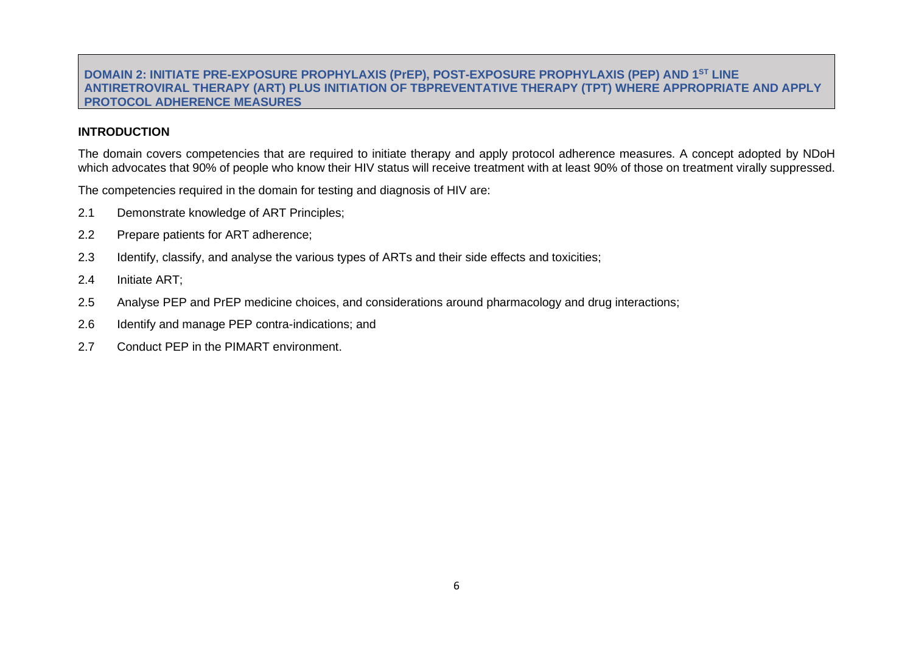## DOMAIN 2: INITIATE PRE-EXPOSURE PROPHYLAXIS (PrEP), POST-EXPOSURE PROPHYLAXIS (PEP) AND 1ST LINE ANTIRETROVIRAL THERAPY (ART) PLUS INITIATION OF TBPREVENTATIVE THERAPY (TPT) WHERE APPROPRIATE AND APPLY PROTOCOL ADHERENCE MEASURES

### INTRODUCTION

The domain covers competencies that are required to initiate therapy and apply protocol adherence measures. A concept adopted by NDoH which advocates that 90% of people who know their HIV status will receive treatment with at least 90% of those on treatment virally suppressed.

The competencies required in the domain for testing and diagnosis of HIV are:

2.1 Demonstrate knowledge of ART Principles;

2.2 Prepare patients for ART adherence;

2.3 Identify, classify, and analyse the various types of ARTs and their side effects and toxicities;

2.4 Initiate ART;

2.5 Analyse PEP and PrEP medicine choices, and considerations around pharmacology and drug interactions;

2.6 Identify and manage PEP contra-indications; and

2.7 Conduct PEP in the PIMART environment.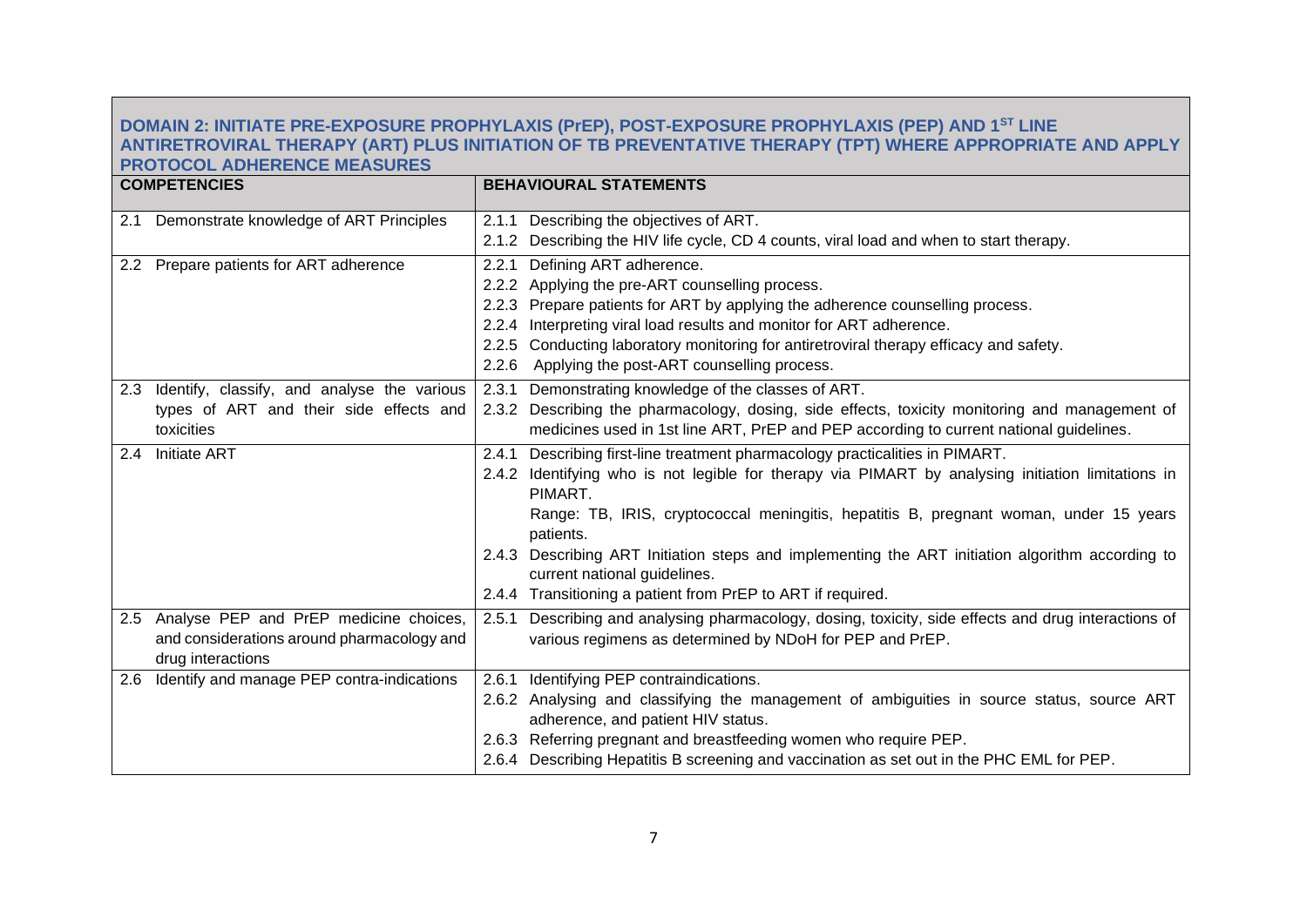| **DOMAIN 2: INITIATE PRE-EXPOSURE PROPHYLAXIS (PrEP), POST-EXPOSURE PROPHYLAXIS (PEP) AND 1[ST] LINE ANTIRETROVIRAL THERAPY (ART) PLUS INITIATION OF TB PREVENTATIVE THERAPY (TPT) WHERE APPROPRIATE AND APPLY PROTOCOL ADHERENCE MEASURES** | |
|---|---|
| **COMPETENCIES** | **BEHAVIOURAL STATEMENTS** |
| 2.1 Demonstrate knowledge of ART Principles | 2.1.1 Describing the objectives of ART.<br>2.1.2 Describing the HIV life cycle, CD 4 counts, viral load and when to start therapy. |
| 2.2 Prepare patients for ART adherence | 2.2.1 Defining ART adherence.<br>2.2.2 Applying the pre-ART counselling process.<br>2.2.3 Prepare patients for ART by applying the adherence counselling process.<br>2.2.4 Interpreting viral load results and monitor for ART adherence.<br>2.2.5 Conducting laboratory monitoring for antiretroviral therapy efficacy and safety.<br>2.2.6 Applying the post-ART counselling process. |
| 2.3 Identify, classify, and analyse the various types of ART and their side effects and toxicities | 2.3.1 Demonstrating knowledge of the classes of ART.<br>2.3.2 Describing the pharmacology, dosing, side effects, toxicity monitoring and management of medicines used in 1st line ART, PrEP and PEP according to current national guidelines. |
| 2.4 Initiate ART | 2.4.1 Describing first-line treatment pharmacology practicalities in PIMART.<br>2.4.2 Identifying who is not legible for therapy via PIMART by analysing initiation limitations in PIMART.<br>Range: TB, IRIS, cryptococcal meningitis, hepatitis B, pregnant woman, under 15 years patients.<br>2.4.3 Describing ART Initiation steps and implementing the ART initiation algorithm according to current national guidelines.<br>2.4.4 Transitioning a patient from PrEP to ART if required. |
| 2.5 Analyse PEP and PrEP medicine choices, and considerations around pharmacology and drug interactions | 2.5.1 Describing and analysing pharmacology, dosing, toxicity, side effects and drug interactions of various regimens as determined by NDoH for PEP and PrEP. |
| 2.6 Identify and manage PEP contra-indications | 2.6.1 Identifying PEP contraindications.<br>2.6.2 Analysing and classifying the management of ambiguities in source status, source ART adherence, and patient HIV status.<br>2.6.3 Referring pregnant and breastfeeding women who require PEP.<br>2.6.4 Describing Hepatitis B screening and vaccination as set out in the PHC EML for PEP. |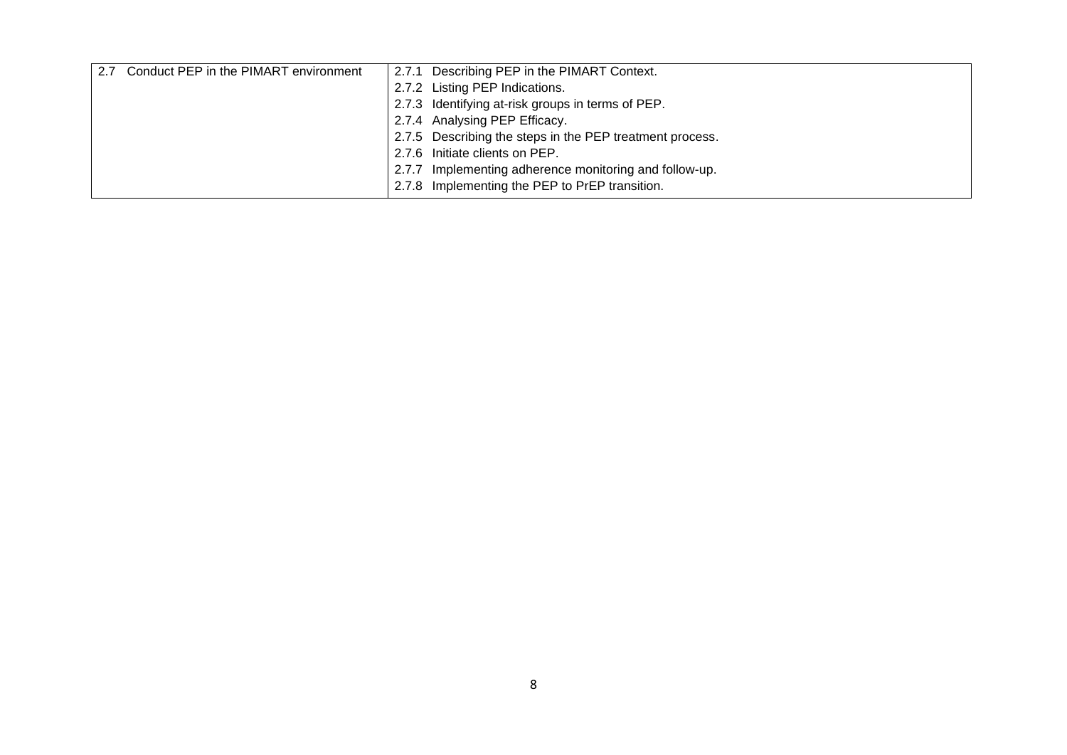| | |
|---|---|
| 2.7 Conduct PEP in the PIMART environment | 2.7.1 Describing PEP in the PIMART Context.<br>2.7.2 Listing PEP Indications.<br>2.7.3 Identifying at-risk groups in terms of PEP.<br>2.7.4 Analysing PEP Efficacy.<br>2.7.5 Describing the steps in the PEP treatment process.<br>2.7.6 Initiate clients on PEP.<br>2.7.7 Implementing adherence monitoring and follow-up.<br>2.7.8 Implementing the PEP to PrEP transition. |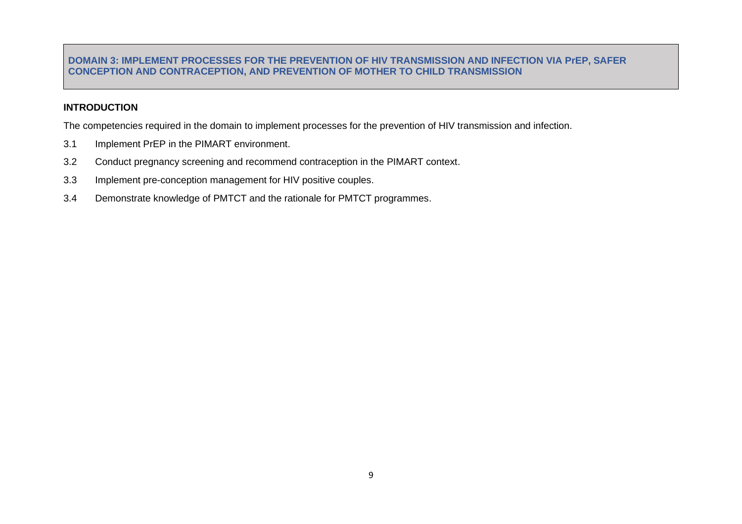## DOMAIN 3: IMPLEMENT PROCESSES FOR THE PREVENTION OF HIV TRANSMISSION AND INFECTION VIA PrEP, SAFER CONCEPTION AND CONTRACEPTION, AND PREVENTION OF MOTHER TO CHILD TRANSMISSION

### INTRODUCTION

The competencies required in the domain to implement processes for the prevention of HIV transmission and infection.

3.1 Implement PrEP in the PIMART environment.

3.2 Conduct pregnancy screening and recommend contraception in the PIMART context.

3.3 Implement pre-conception management for HIV positive couples.

3.4 Demonstrate knowledge of PMTCT and the rationale for PMTCT programmes.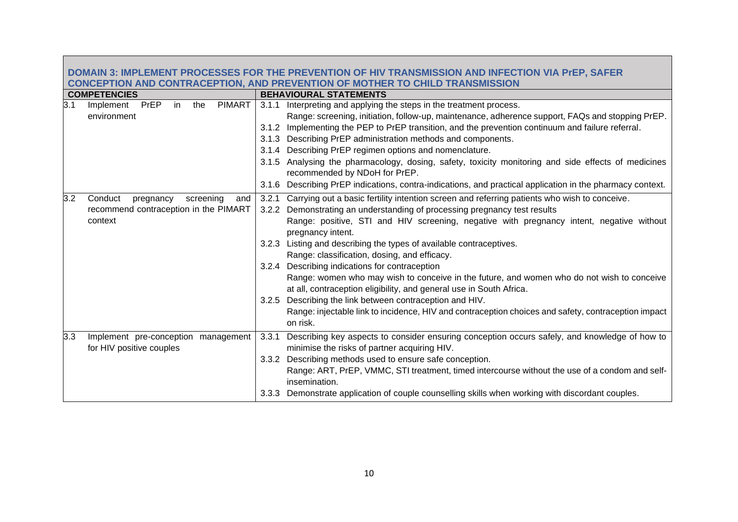| DOMAIN 3: IMPLEMENT PROCESSES FOR THE PREVENTION OF HIV TRANSMISSION AND INFECTION VIA PrEP, SAFER CONCEPTION AND CONTRACEPTION, AND PREVENTION OF MOTHER TO CHILD TRANSMISSION | |
|---|---|
| **COMPETENCIES** | **BEHAVIOURAL STATEMENTS** |
| 3.1 Implement PrEP in the PIMART environment | 3.1.1 Interpreting and applying the steps in the treatment process.<br>Range: screening, initiation, follow-up, maintenance, adherence support, FAQs and stopping PrEP.<br>3.1.2 Implementing the PEP to PrEP transition, and the prevention continuum and failure referral.<br>3.1.3 Describing PrEP administration methods and components.<br>3.1.4 Describing PrEP regimen options and nomenclature.<br>3.1.5 Analysing the pharmacology, dosing, safety, toxicity monitoring and side effects of medicines recommended by NDoH for PrEP.<br>3.1.6 Describing PrEP indications, contra-indications, and practical application in the pharmacy context. |
| 3.2 Conduct pregnancy screening and recommend contraception in the PIMART context | 3.2.1 Carrying out a basic fertility intention screen and referring patients who wish to conceive.<br>3.2.2 Demonstrating an understanding of processing pregnancy test results<br>Range: positive, STI and HIV screening, negative with pregnancy intent, negative without pregnancy intent.<br>3.2.3 Listing and describing the types of available contraceptives.<br>Range: classification, dosing, and efficacy.<br>3.2.4 Describing indications for contraception<br>Range: women who may wish to conceive in the future, and women who do not wish to conceive at all, contraception eligibility, and general use in South Africa.<br>3.2.5 Describing the link between contraception and HIV.<br>Range: injectable link to incidence, HIV and contraception choices and safety, contraception impact on risk. |
| 3.3 Implement pre-conception management for HIV positive couples | 3.3.1 Describing key aspects to consider ensuring conception occurs safely, and knowledge of how to minimise the risks of partner acquiring HIV.<br>3.3.2 Describing methods used to ensure safe conception.<br>Range: ART, PrEP, VMMC, STI treatment, timed intercourse without the use of a condom and self-insemination.<br>3.3.3 Demonstrate application of couple counselling skills when working with discordant couples. |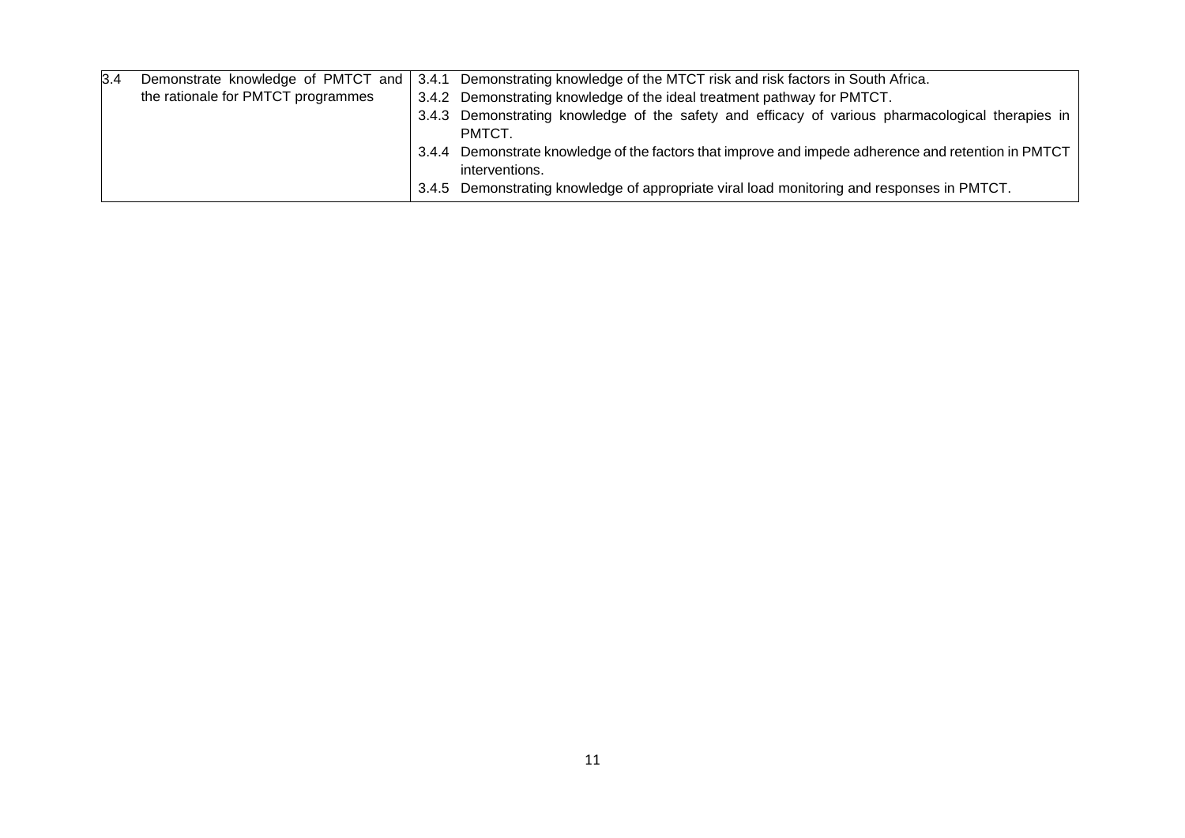| | | |
|---|---|---|
| 3.4 | Demonstrate knowledge of PMTCT and the rationale for PMTCT programmes | 3.4.1 Demonstrating knowledge of the MTCT risk and risk factors in South Africa.<br>3.4.2 Demonstrating knowledge of the ideal treatment pathway for PMTCT.<br>3.4.3 Demonstrating knowledge of the safety and efficacy of various pharmacological therapies in PMTCT.<br>3.4.4 Demonstrate knowledge of the factors that improve and impede adherence and retention in PMTCT interventions.<br>3.4.5 Demonstrating knowledge of appropriate viral load monitoring and responses in PMTCT. |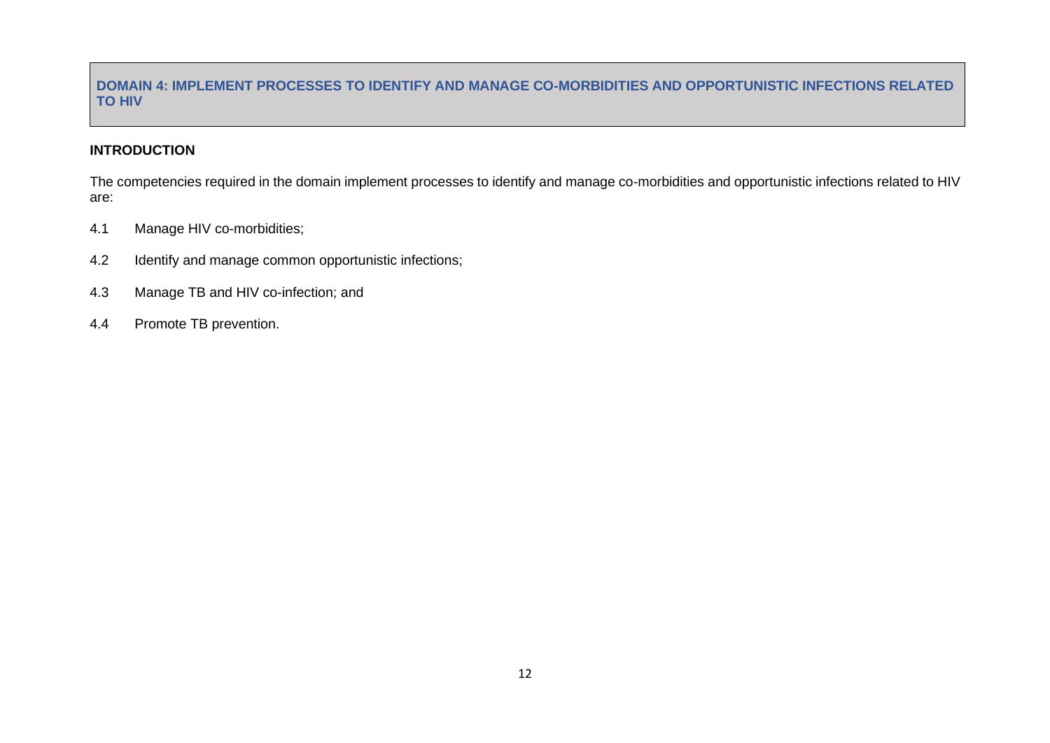## DOMAIN 4: IMPLEMENT PROCESSES TO IDENTIFY AND MANAGE CO-MORBIDITIES AND OPPORTUNISTIC INFECTIONS RELATED TO HIV

### INTRODUCTION

The competencies required in the domain implement processes to identify and manage co-morbidities and opportunistic infections related to HIV are:

4.1 Manage HIV co-morbidities;

4.2 Identify and manage common opportunistic infections;

4.3 Manage TB and HIV co-infection; and

4.4 Promote TB prevention.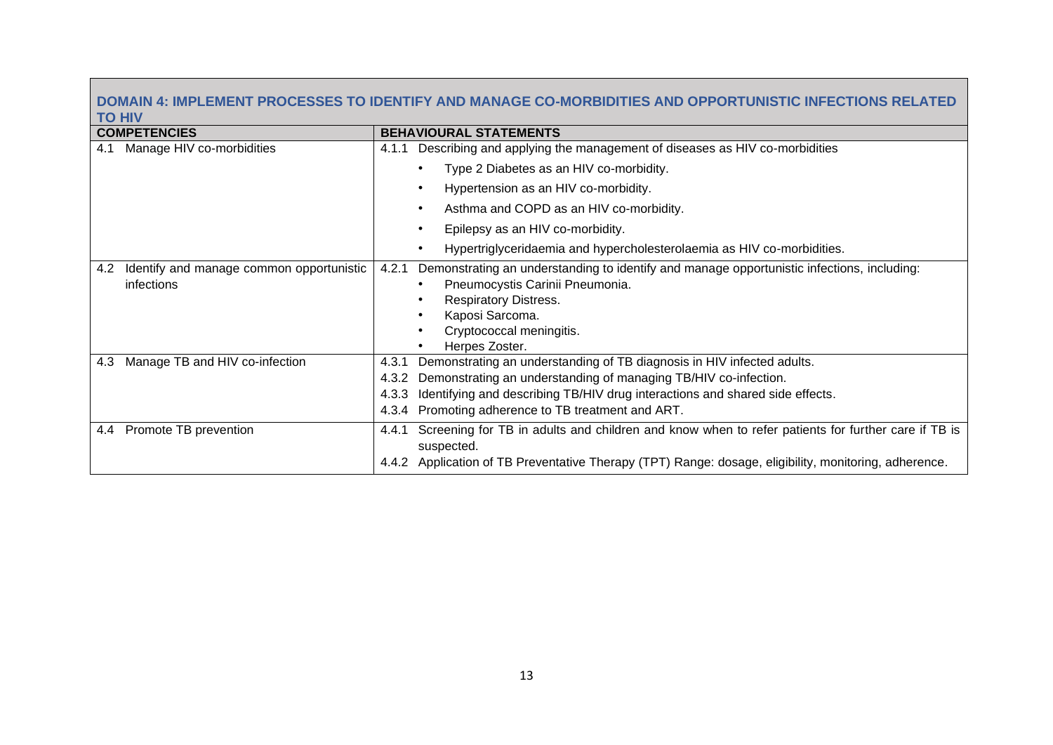| DOMAIN 4: IMPLEMENT PROCESSES TO IDENTIFY AND MANAGE CO-MORBIDITIES AND OPPORTUNISTIC INFECTIONS RELATED TO HIV | |
|---|---|
| **COMPETENCIES** | **BEHAVIOURAL STATEMENTS** |
| 4.1 Manage HIV co-morbidities | 4.1.1 Describing and applying the management of diseases as HIV co-morbidities<br>• Type 2 Diabetes as an HIV co-morbidity.<br>• Hypertension as an HIV co-morbidity.<br>• Asthma and COPD as an HIV co-morbidity.<br>• Epilepsy as an HIV co-morbidity.<br>• Hypertriglyceridaemia and hypercholesterolaemia as HIV co-morbidities. |
| 4.2 Identify and manage common opportunistic infections | 4.2.1 Demonstrating an understanding to identify and manage opportunistic infections, including:<br>• Pneumocystis Carinii Pneumonia.<br>• Respiratory Distress.<br>• Kaposi Sarcoma.<br>• Cryptococcal meningitis.<br>• Herpes Zoster. |
| 4.3 Manage TB and HIV co-infection | 4.3.1 Demonstrating an understanding of TB diagnosis in HIV infected adults.<br>4.3.2 Demonstrating an understanding of managing TB/HIV co-infection.<br>4.3.3 Identifying and describing TB/HIV drug interactions and shared side effects.<br>4.3.4 Promoting adherence to TB treatment and ART. |
| 4.4 Promote TB prevention | 4.4.1 Screening for TB in adults and children and know when to refer patients for further care if TB is suspected.<br>4.4.2 Application of TB Preventative Therapy (TPT) Range: dosage, eligibility, monitoring, adherence. |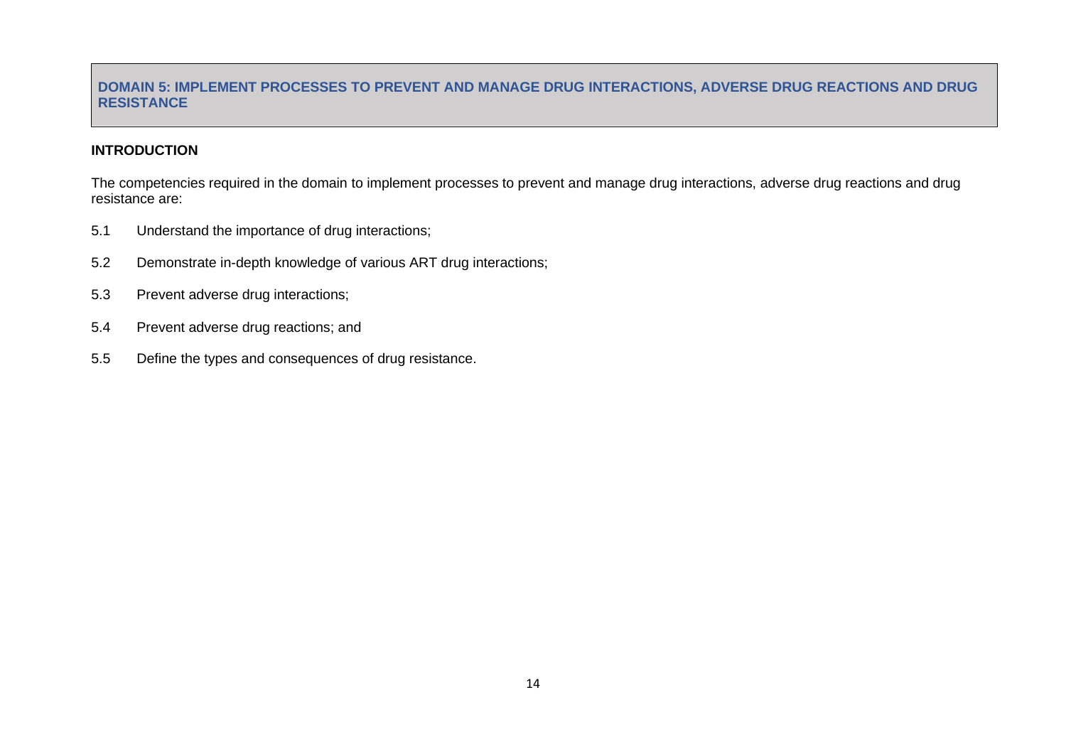# DOMAIN 5: IMPLEMENT PROCESSES TO PREVENT AND MANAGE DRUG INTERACTIONS, ADVERSE DRUG REACTIONS AND DRUG RESISTANCE

## INTRODUCTION

The competencies required in the domain to implement processes to prevent and manage drug interactions, adverse drug reactions and drug resistance are:

5.1 Understand the importance of drug interactions;

5.2 Demonstrate in-depth knowledge of various ART drug interactions;

5.3 Prevent adverse drug interactions;

5.4 Prevent adverse drug reactions; and

5.5 Define the types and consequences of drug resistance.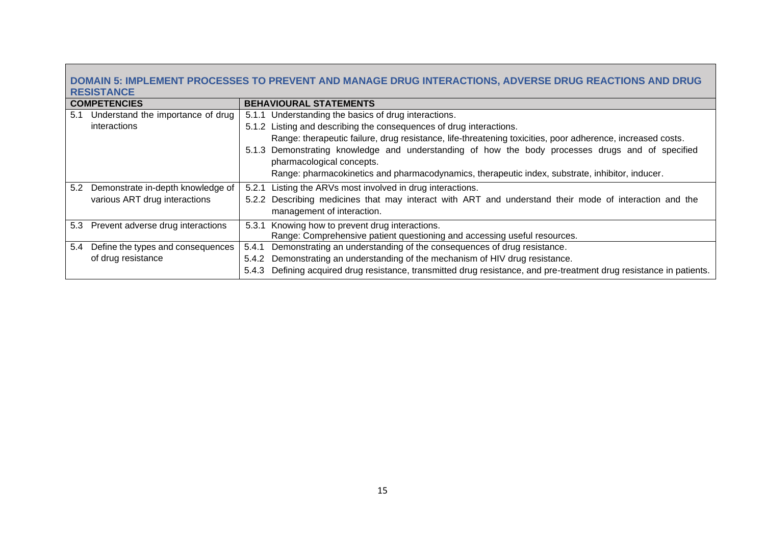## DOMAIN 5: IMPLEMENT PROCESSES TO PREVENT AND MANAGE DRUG INTERACTIONS, ADVERSE DRUG REACTIONS AND DRUG RESISTANCE

| COMPETENCIES | BEHAVIOURAL STATEMENTS |
|---|---|
| 5.1 Understand the importance of drug interactions | 5.1.1 Understanding the basics of drug interactions.<br>5.1.2 Listing and describing the consequences of drug interactions.<br>Range: therapeutic failure, drug resistance, life-threatening toxicities, poor adherence, increased costs.<br>5.1.3 Demonstrating knowledge and understanding of how the body processes drugs and of specified pharmacological concepts.<br>Range: pharmacokinetics and pharmacodynamics, therapeutic index, substrate, inhibitor, inducer. |
| 5.2 Demonstrate in-depth knowledge of various ART drug interactions | 5.2.1 Listing the ARVs most involved in drug interactions.<br>5.2.2 Describing medicines that may interact with ART and understand their mode of interaction and the management of interaction. |
| 5.3 Prevent adverse drug interactions | 5.3.1 Knowing how to prevent drug interactions.<br>Range: Comprehensive patient questioning and accessing useful resources. |
| 5.4 Define the types and consequences of drug resistance | 5.4.1 Demonstrating an understanding of the consequences of drug resistance.<br>5.4.2 Demonstrating an understanding of the mechanism of HIV drug resistance.<br>5.4.3 Defining acquired drug resistance, transmitted drug resistance, and pre-treatment drug resistance in patients. |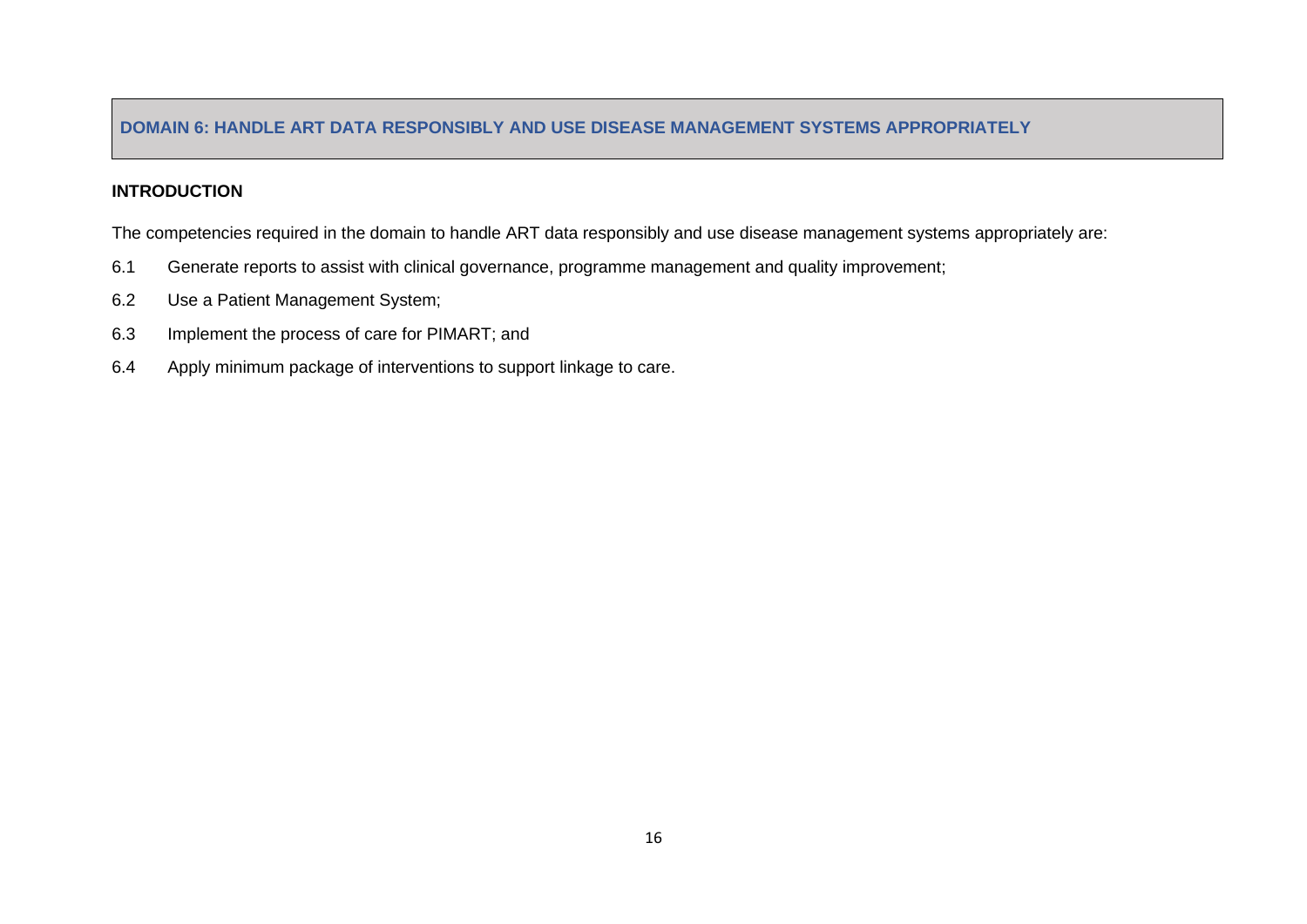## DOMAIN 6: HANDLE ART DATA RESPONSIBLY AND USE DISEASE MANAGEMENT SYSTEMS APPROPRIATELY

### INTRODUCTION

The competencies required in the domain to handle ART data responsibly and use disease management systems appropriately are:

6.1 Generate reports to assist with clinical governance, programme management and quality improvement;

6.2 Use a Patient Management System;

6.3 Implement the process of care for PIMART; and

6.4 Apply minimum package of interventions to support linkage to care.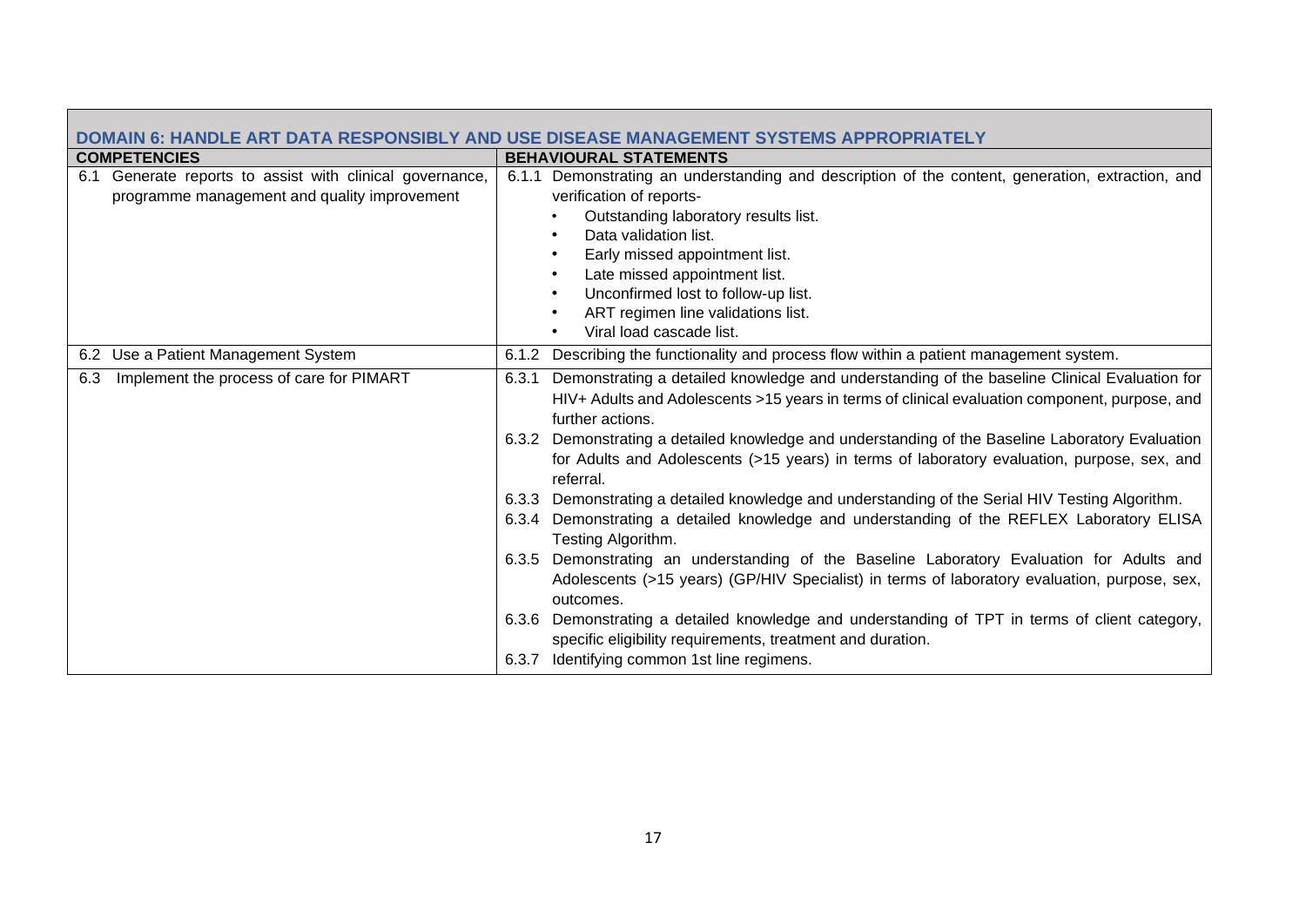| DOMAIN 6: HANDLE ART DATA RESPONSIBLY AND USE DISEASE MANAGEMENT SYSTEMS APPROPRIATELY | |
|---|---|
| **COMPETENCIES** | **BEHAVIOURAL STATEMENTS** |
| 6.1 Generate reports to assist with clinical governance, programme management and quality improvement | 6.1.1 Demonstrating an understanding and description of the content, generation, extraction, and verification of reports-<br>• Outstanding laboratory results list.<br>• Data validation list.<br>• Early missed appointment list.<br>• Late missed appointment list.<br>• Unconfirmed lost to follow-up list.<br>• ART regimen line validations list.<br>• Viral load cascade list. |
| 6.2 Use a Patient Management System | 6.1.2 Describing the functionality and process flow within a patient management system. |
| 6.3 Implement the process of care for PIMART | 6.3.1 Demonstrating a detailed knowledge and understanding of the baseline Clinical Evaluation for HIV+ Adults and Adolescents >15 years in terms of clinical evaluation component, purpose, and further actions.<br>6.3.2 Demonstrating a detailed knowledge and understanding of the Baseline Laboratory Evaluation for Adults and Adolescents (>15 years) in terms of laboratory evaluation, purpose, sex, and referral.<br>6.3.3 Demonstrating a detailed knowledge and understanding of the Serial HIV Testing Algorithm.<br>6.3.4 Demonstrating a detailed knowledge and understanding of the REFLEX Laboratory ELISA Testing Algorithm.<br>6.3.5 Demonstrating an understanding of the Baseline Laboratory Evaluation for Adults and Adolescents (>15 years) (GP/HIV Specialist) in terms of laboratory evaluation, purpose, sex, outcomes.<br>6.3.6 Demonstrating a detailed knowledge and understanding of TPT in terms of client category, specific eligibility requirements, treatment and duration.<br>6.3.7 Identifying common 1st line regimens. |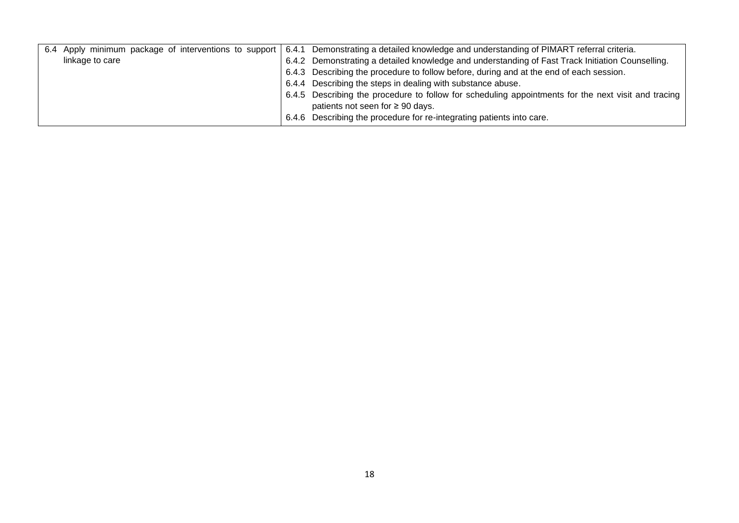| | |
|---|---|
| 6.4 Apply minimum package of interventions to support linkage to care | 6.4.1 Demonstrating a detailed knowledge and understanding of PIMART referral criteria.<br>6.4.2 Demonstrating a detailed knowledge and understanding of Fast Track Initiation Counselling.<br>6.4.3 Describing the procedure to follow before, during and at the end of each session.<br>6.4.4 Describing the steps in dealing with substance abuse.<br>6.4.5 Describing the procedure to follow for scheduling appointments for the next visit and tracing patients not seen for ≥ 90 days.<br>6.4.6 Describing the procedure for re-integrating patients into care. |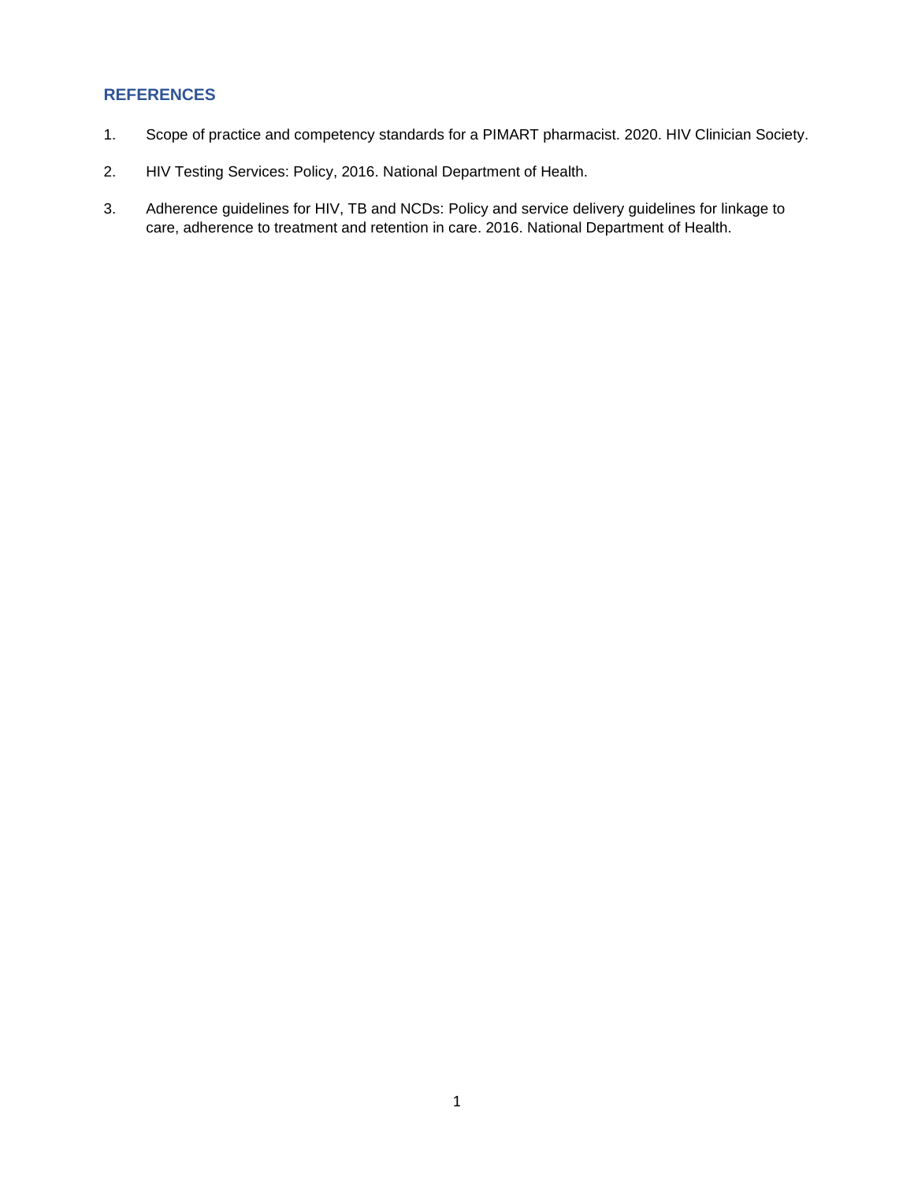## REFERENCES

1. Scope of practice and competency standards for a PIMART pharmacist. 2020. HIV Clinician Society.
2. HIV Testing Services: Policy, 2016. National Department of Health.
3. Adherence guidelines for HIV, TB and NCDs: Policy and service delivery guidelines for linkage to care, adherence to treatment and retention in care. 2016. National Department of Health.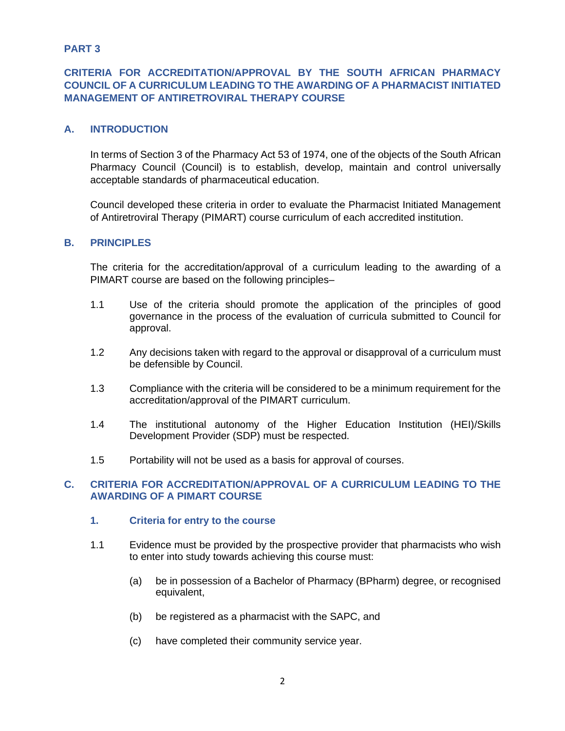## PART 3

## CRITERIA FOR ACCREDITATION/APPROVAL BY THE SOUTH AFRICAN PHARMACY COUNCIL OF A CURRICULUM LEADING TO THE AWARDING OF A PHARMACIST INITIATED MANAGEMENT OF ANTIRETROVIRAL THERAPY COURSE

### A. INTRODUCTION

In terms of Section 3 of the Pharmacy Act 53 of 1974, one of the objects of the South African Pharmacy Council (Council) is to establish, develop, maintain and control universally acceptable standards of pharmaceutical education.

Council developed these criteria in order to evaluate the Pharmacist Initiated Management of Antiretroviral Therapy (PIMART) course curriculum of each accredited institution.

### B. PRINCIPLES

The criteria for the accreditation/approval of a curriculum leading to the awarding of a PIMART course are based on the following principles–

1.1 Use of the criteria should promote the application of the principles of good governance in the process of the evaluation of curricula submitted to Council for approval.

1.2 Any decisions taken with regard to the approval or disapproval of a curriculum must be defensible by Council.

1.3 Compliance with the criteria will be considered to be a minimum requirement for the accreditation/approval of the PIMART curriculum.

1.4 The institutional autonomy of the Higher Education Institution (HEI)/Skills Development Provider (SDP) must be respected.

1.5 Portability will not be used as a basis for approval of courses.

### C. CRITERIA FOR ACCREDITATION/APPROVAL OF A CURRICULUM LEADING TO THE AWARDING OF A PIMART COURSE

#### 1. Criteria for entry to the course

1.1 Evidence must be provided by the prospective provider that pharmacists who wish to enter into study towards achieving this course must:

(a) be in possession of a Bachelor of Pharmacy (BPharm) degree, or recognised equivalent,

(b) be registered as a pharmacist with the SAPC, and

(c) have completed their community service year.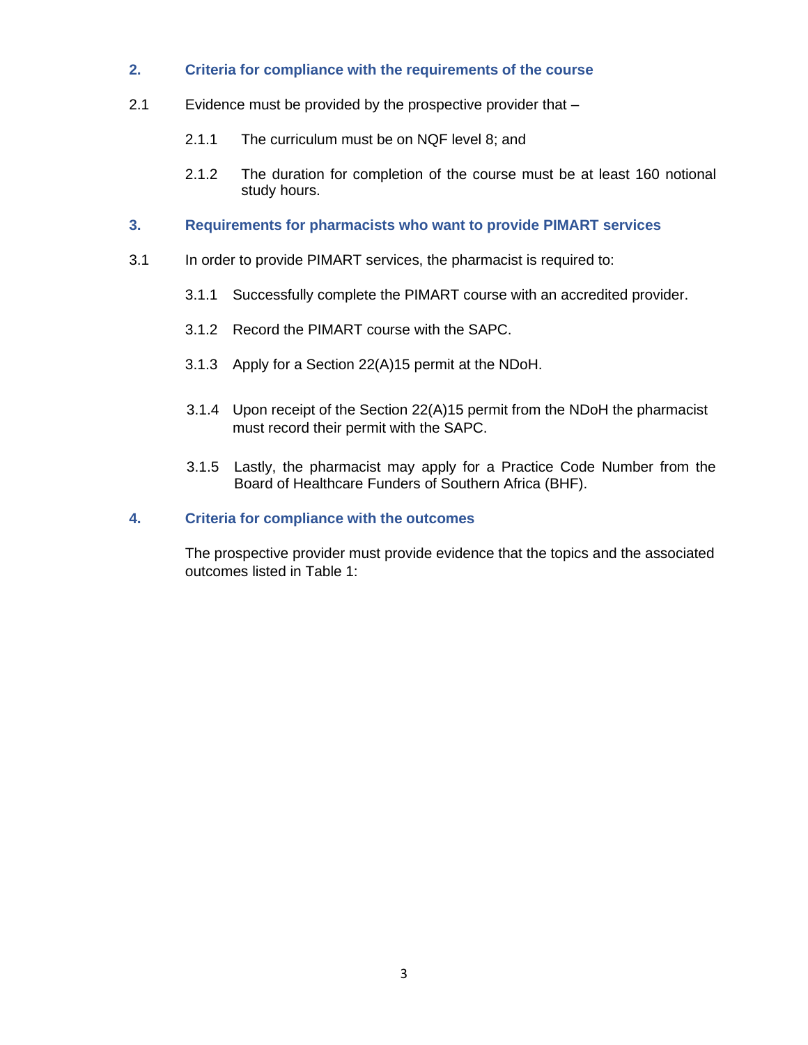## 2. Criteria for compliance with the requirements of the course

2.1 Evidence must be provided by the prospective provider that –

2.1.1 The curriculum must be on NQF level 8; and

2.1.2 The duration for completion of the course must be at least 160 notional study hours.

## 3. Requirements for pharmacists who want to provide PIMART services

3.1 In order to provide PIMART services, the pharmacist is required to:

3.1.1 Successfully complete the PIMART course with an accredited provider.

3.1.2 Record the PIMART course with the SAPC.

3.1.3 Apply for a Section 22(A)15 permit at the NDoH.

3.1.4 Upon receipt of the Section 22(A)15 permit from the NDoH the pharmacist must record their permit with the SAPC.

3.1.5 Lastly, the pharmacist may apply for a Practice Code Number from the Board of Healthcare Funders of Southern Africa (BHF).

## 4. Criteria for compliance with the outcomes

The prospective provider must provide evidence that the topics and the associated outcomes listed in Table 1: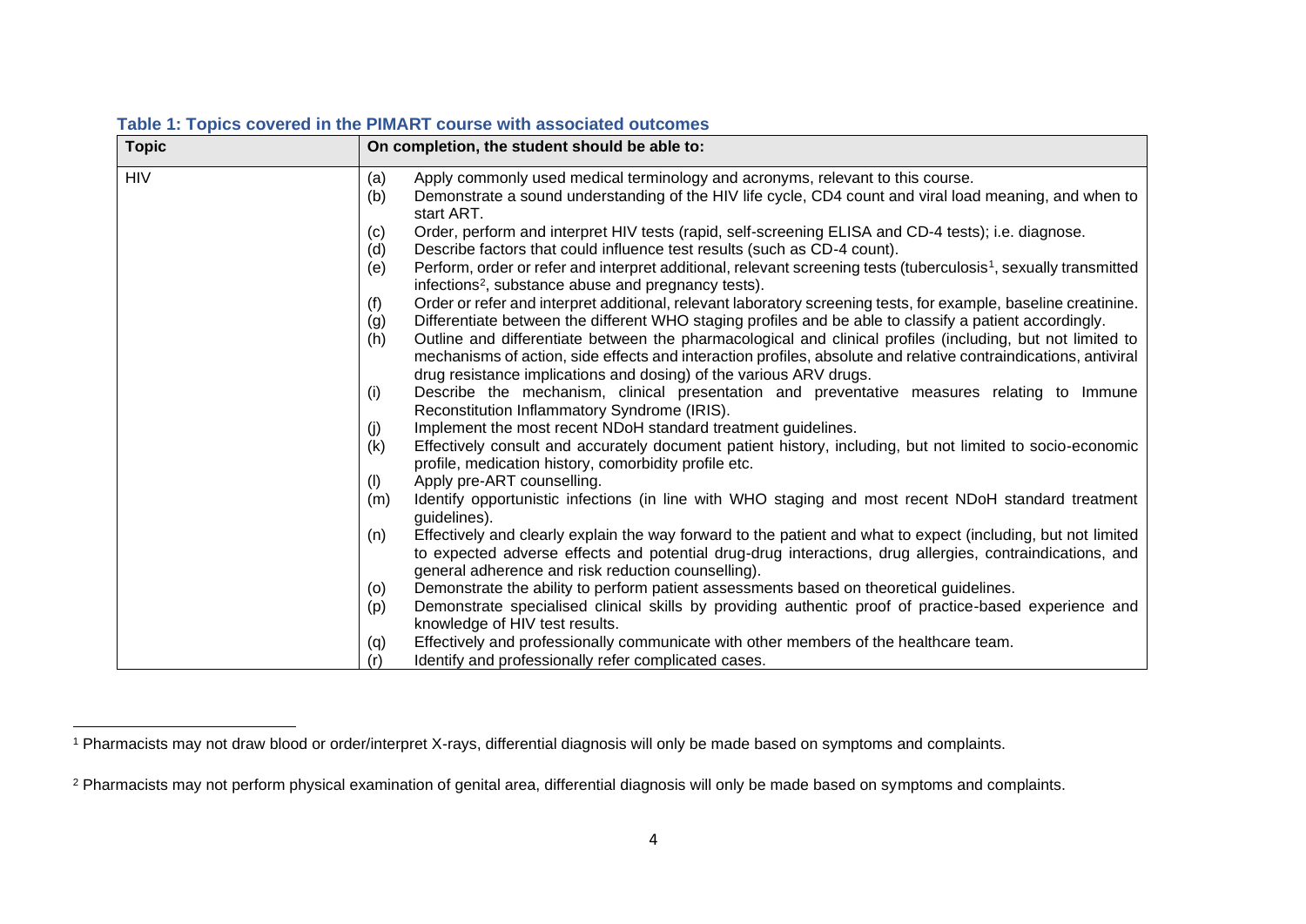**Table 1: Topics covered in the PIMART course with associated outcomes**

| Topic | On completion, the student should be able to: |
|---|---|
| HIV | (a) Apply commonly used medical terminology and acronyms, relevant to this course.<br>(b) Demonstrate a sound understanding of the HIV life cycle, CD4 count and viral load meaning, and when to start ART.<br>(c) Order, perform and interpret HIV tests (rapid, self-screening ELISA and CD-4 tests); i.e. diagnose.<br>(d) Describe factors that could influence test results (such as CD-4 count).<br>(e) Perform, order or refer and interpret additional, relevant screening tests (tuberculosis[1], sexually transmitted infections[2], substance abuse and pregnancy tests).<br>(f) Order or refer and interpret additional, relevant laboratory screening tests, for example, baseline creatinine.<br>(g) Differentiate between the different WHO staging profiles and be able to classify a patient accordingly.<br>(h) Outline and differentiate between the pharmacological and clinical profiles (including, but not limited to mechanisms of action, side effects and interaction profiles, absolute and relative contraindications, antiviral drug resistance implications and dosing) of the various ARV drugs.<br>(i) Describe the mechanism, clinical presentation and preventative measures relating to Immune Reconstitution Inflammatory Syndrome (IRIS).<br>(j) Implement the most recent NDoH standard treatment guidelines.<br>(k) Effectively consult and accurately document patient history, including, but not limited to socio-economic profile, medication history, comorbidity profile etc.<br>(l) Apply pre-ART counselling.<br>(m) Identify opportunistic infections (in line with WHO staging and most recent NDoH standard treatment guidelines).<br>(n) Effectively and clearly explain the way forward to the patient and what to expect (including, but not limited to expected adverse effects and potential drug-drug interactions, drug allergies, contraindications, and general adherence and risk reduction counselling).<br>(o) Demonstrate the ability to perform patient assessments based on theoretical guidelines.<br>(p) Demonstrate specialised clinical skills by providing authentic proof of practice-based experience and knowledge of HIV test results.<br>(q) Effectively and professionally communicate with other members of the healthcare team.<br>(r) Identify and professionally refer complicated cases. |

[1] Pharmacists may not draw blood or order/interpret X-rays, differential diagnosis will only be made based on symptoms and complaints.

[2] Pharmacists may not perform physical examination of genital area, differential diagnosis will only be made based on symptoms and complaints.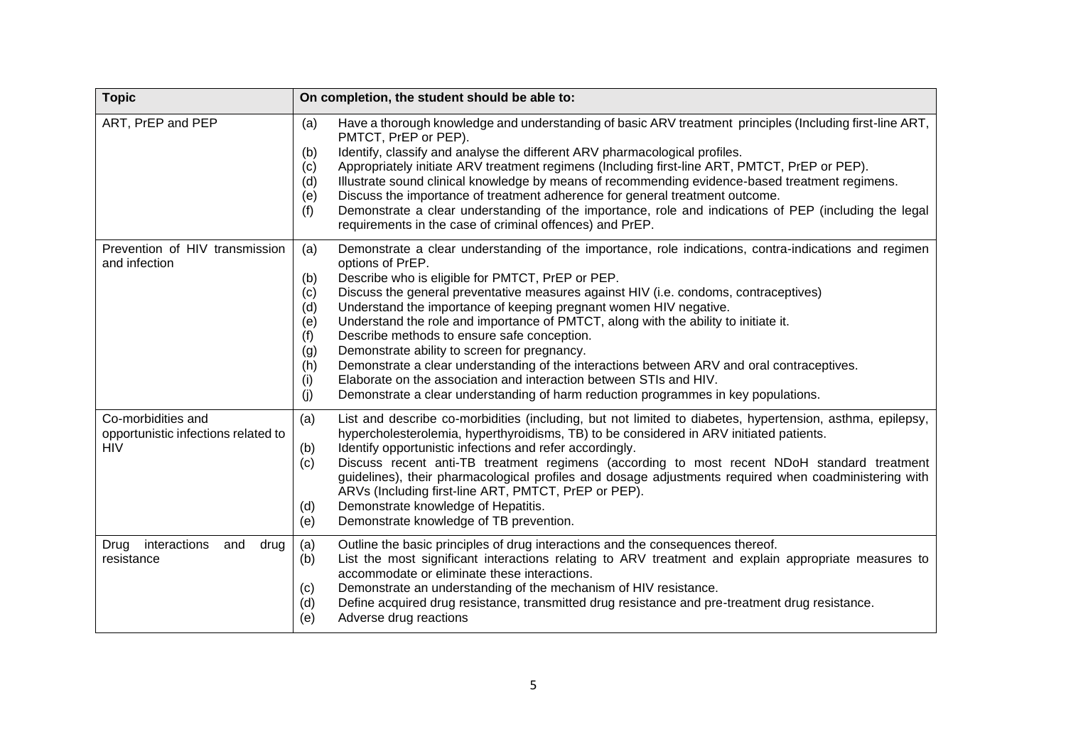| Topic | On completion, the student should be able to: |
|---|---|
| ART, PrEP and PEP | (a) Have a thorough knowledge and understanding of basic ARV treatment principles (Including first-line ART, PMTCT, PrEP or PEP).<br>(b) Identify, classify and analyse the different ARV pharmacological profiles.<br>(c) Appropriately initiate ARV treatment regimens (Including first-line ART, PMTCT, PrEP or PEP).<br>(d) Illustrate sound clinical knowledge by means of recommending evidence-based treatment regimens.<br>(e) Discuss the importance of treatment adherence for general treatment outcome.<br>(f) Demonstrate a clear understanding of the importance, role and indications of PEP (including the legal requirements in the case of criminal offences) and PrEP. |
| Prevention of HIV transmission and infection | (a) Demonstrate a clear understanding of the importance, role indications, contra-indications and regimen options of PrEP.<br>(b) Describe who is eligible for PMTCT, PrEP or PEP.<br>(c) Discuss the general preventative measures against HIV (i.e. condoms, contraceptives)<br>(d) Understand the importance of keeping pregnant women HIV negative.<br>(e) Understand the role and importance of PMTCT, along with the ability to initiate it.<br>(f) Describe methods to ensure safe conception.<br>(g) Demonstrate ability to screen for pregnancy.<br>(h) Demonstrate a clear understanding of the interactions between ARV and oral contraceptives.<br>(i) Elaborate on the association and interaction between STIs and HIV.<br>(j) Demonstrate a clear understanding of harm reduction programmes in key populations. |
| Co-morbidities and opportunistic infections related to HIV | (a) List and describe co-morbidities (including, but not limited to diabetes, hypertension, asthma, epilepsy, hypercholesterolemia, hyperthyroidisms, TB) to be considered in ARV initiated patients.<br>(b) Identify opportunistic infections and refer accordingly.<br>(c) Discuss recent anti-TB treatment regimens (according to most recent NDoH standard treatment guidelines), their pharmacological profiles and dosage adjustments required when coadministering with ARVs (Including first-line ART, PMTCT, PrEP or PEP).<br>(d) Demonstrate knowledge of Hepatitis.<br>(e) Demonstrate knowledge of TB prevention. |
| Drug interactions and drug resistance | (a) Outline the basic principles of drug interactions and the consequences thereof.<br>(b) List the most significant interactions relating to ARV treatment and explain appropriate measures to accommodate or eliminate these interactions.<br>(c) Demonstrate an understanding of the mechanism of HIV resistance.<br>(d) Define acquired drug resistance, transmitted drug resistance and pre-treatment drug resistance.<br>(e) Adverse drug reactions |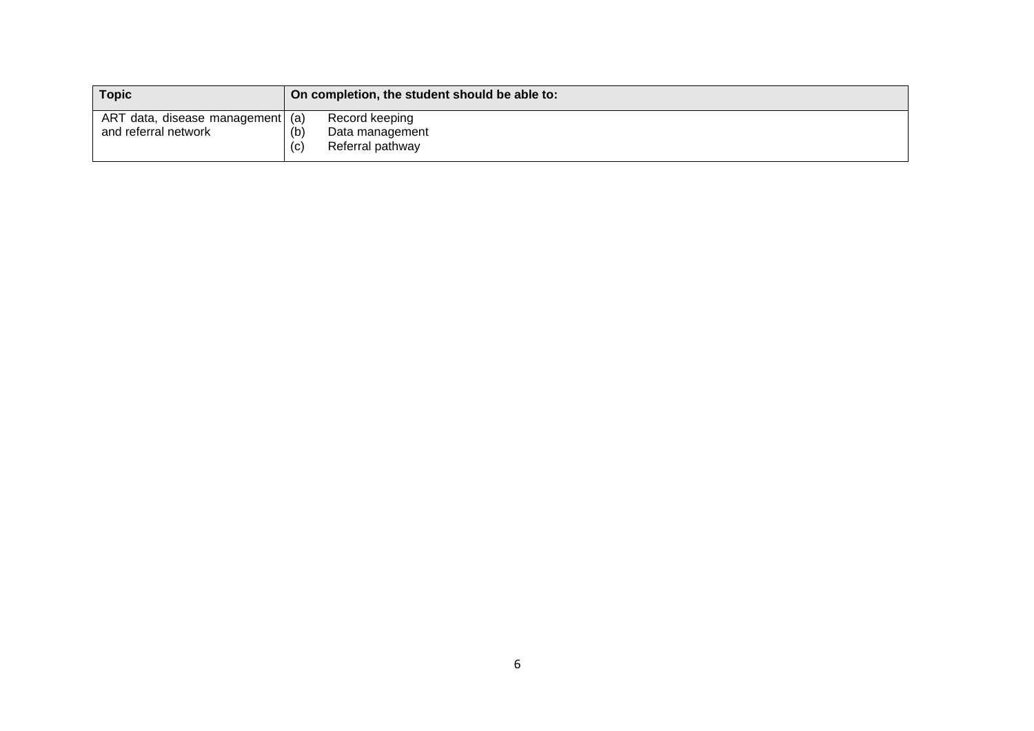| Topic | On completion, the student should be able to: |
| --- | --- |
| ART data, disease management and referral network | (a) Record keeping<br>(b) Data management<br>(c) Referral pathway |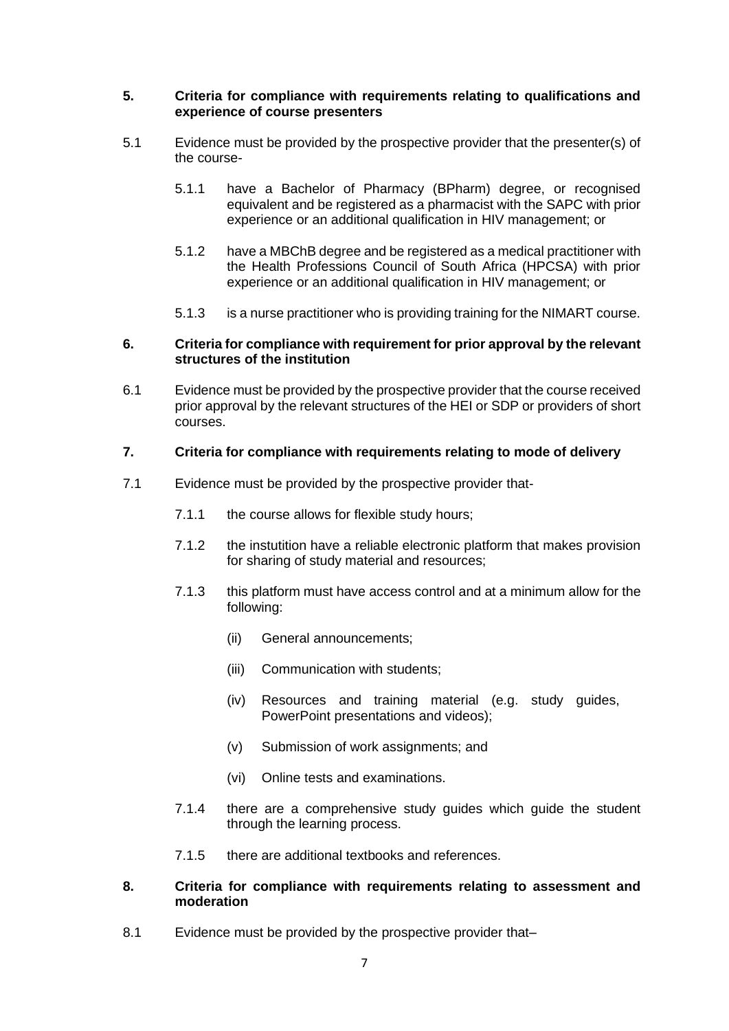**5. Criteria for compliance with requirements relating to qualifications and experience of course presenters**

5.1 Evidence must be provided by the prospective provider that the presenter(s) of the course-

5.1.1 have a Bachelor of Pharmacy (BPharm) degree, or recognised equivalent and be registered as a pharmacist with the SAPC with prior experience or an additional qualification in HIV management; or

5.1.2 have a MBChB degree and be registered as a medical practitioner with the Health Professions Council of South Africa (HPCSA) with prior experience or an additional qualification in HIV management; or

5.1.3 is a nurse practitioner who is providing training for the NIMART course.

**6. Criteria for compliance with requirement for prior approval by the relevant structures of the institution**

6.1 Evidence must be provided by the prospective provider that the course received prior approval by the relevant structures of the HEI or SDP or providers of short courses.

**7. Criteria for compliance with requirements relating to mode of delivery**

7.1 Evidence must be provided by the prospective provider that-

7.1.1 the course allows for flexible study hours;

7.1.2 the instutition have a reliable electronic platform that makes provision for sharing of study material and resources;

7.1.3 this platform must have access control and at a minimum allow for the following:

(ii) General announcements;

(iii) Communication with students;

(iv) Resources and training material (e.g. study guides, PowerPoint presentations and videos);

(v) Submission of work assignments; and

(vi) Online tests and examinations.

7.1.4 there are a comprehensive study guides which guide the student through the learning process.

7.1.5 there are additional textbooks and references.

**8. Criteria for compliance with requirements relating to assessment and moderation**

8.1 Evidence must be provided by the prospective provider that–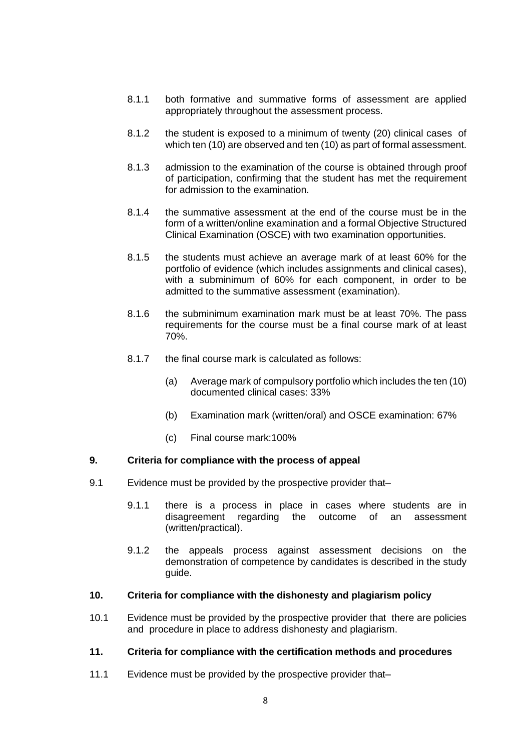8.1.1 both formative and summative forms of assessment are applied appropriately throughout the assessment process.

8.1.2 the student is exposed to a minimum of twenty (20) clinical cases of which ten (10) are observed and ten (10) as part of formal assessment.

8.1.3 admission to the examination of the course is obtained through proof of participation, confirming that the student has met the requirement for admission to the examination.

8.1.4 the summative assessment at the end of the course must be in the form of a written/online examination and a formal Objective Structured Clinical Examination (OSCE) with two examination opportunities.

8.1.5 the students must achieve an average mark of at least 60% for the portfolio of evidence (which includes assignments and clinical cases), with a subminimum of 60% for each component, in order to be admitted to the summative assessment (examination).

8.1.6 the subminimum examination mark must be at least 70%. The pass requirements for the course must be a final course mark of at least 70%.

8.1.7 the final course mark is calculated as follows:

(a) Average mark of compulsory portfolio which includes the ten (10) documented clinical cases: 33%

(b) Examination mark (written/oral) and OSCE examination: 67%

(c) Final course mark:100%

## 9. Criteria for compliance with the process of appeal

9.1 Evidence must be provided by the prospective provider that–

9.1.1 there is a process in place in cases where students are in disagreement regarding the outcome of an assessment (written/practical).

9.1.2 the appeals process against assessment decisions on the demonstration of competence by candidates is described in the study guide.

## 10. Criteria for compliance with the dishonesty and plagiarism policy

10.1 Evidence must be provided by the prospective provider that there are policies and procedure in place to address dishonesty and plagiarism.

## 11. Criteria for compliance with the certification methods and procedures

11.1 Evidence must be provided by the prospective provider that–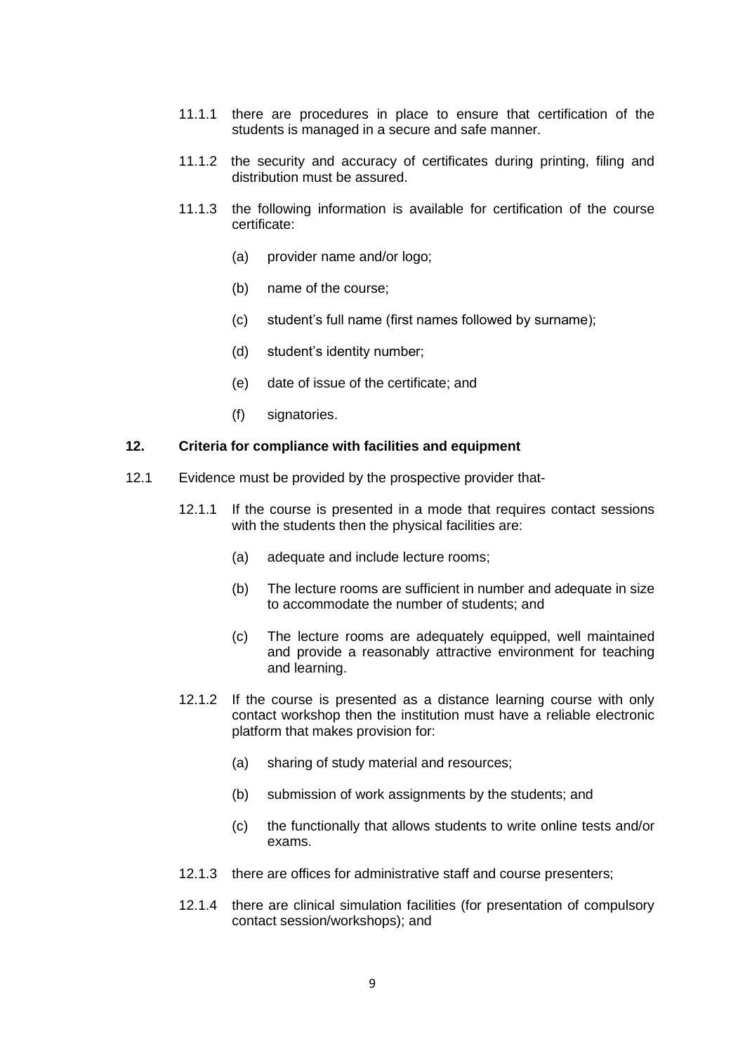11.1.1 there are procedures in place to ensure that certification of the students is managed in a secure and safe manner.

11.1.2 the security and accuracy of certificates during printing, filing and distribution must be assured.

11.1.3 the following information is available for certification of the course certificate:

(a) provider name and/or logo;

(b) name of the course;

(c) student's full name (first names followed by surname);

(d) student's identity number;

(e) date of issue of the certificate; and

(f) signatories.

**12. Criteria for compliance with facilities and equipment**

12.1 Evidence must be provided by the prospective provider that-

12.1.1 If the course is presented in a mode that requires contact sessions with the students then the physical facilities are:

(a) adequate and include lecture rooms;

(b) The lecture rooms are sufficient in number and adequate in size to accommodate the number of students; and

(c) The lecture rooms are adequately equipped, well maintained and provide a reasonably attractive environment for teaching and learning.

12.1.2 If the course is presented as a distance learning course with only contact workshop then the institution must have a reliable electronic platform that makes provision for:

(a) sharing of study material and resources;

(b) submission of work assignments by the students; and

(c) the functionally that allows students to write online tests and/or exams.

12.1.3 there are offices for administrative staff and course presenters;

12.1.4 there are clinical simulation facilities (for presentation of compulsory contact session/workshops); and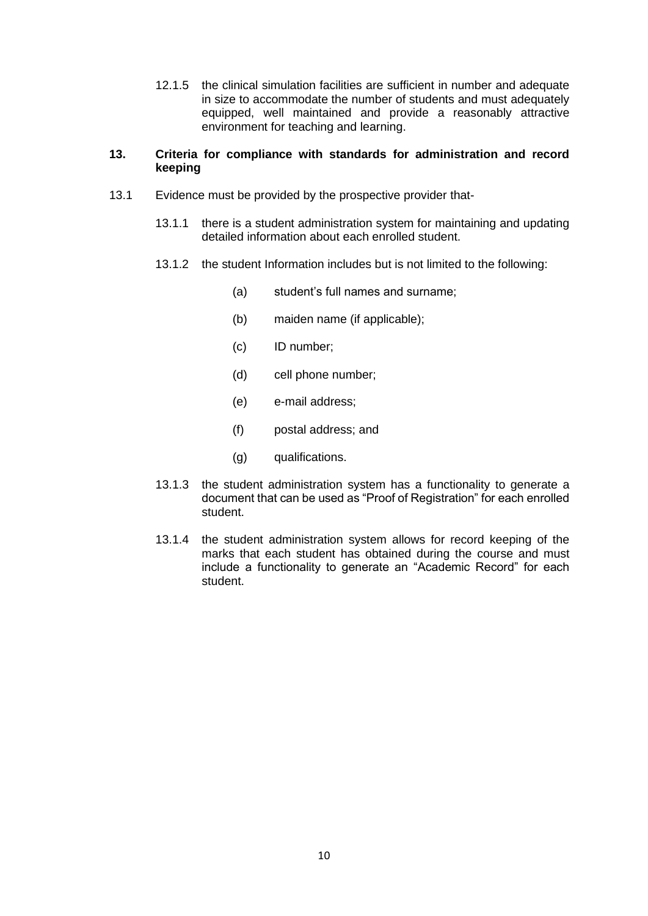12.1.5 the clinical simulation facilities are sufficient in number and adequate in size to accommodate the number of students and must adequately equipped, well maintained and provide a reasonably attractive environment for teaching and learning.

## 13. Criteria for compliance with standards for administration and record keeping

13.1 Evidence must be provided by the prospective provider that-

13.1.1 there is a student administration system for maintaining and updating detailed information about each enrolled student.

13.1.2 the student Information includes but is not limited to the following:

(a) student's full names and surname;

(b) maiden name (if applicable);

(c) ID number;

(d) cell phone number;

(e) e-mail address;

(f) postal address; and

(g) qualifications.

13.1.3 the student administration system has a functionality to generate a document that can be used as "Proof of Registration" for each enrolled student.

13.1.4 the student administration system allows for record keeping of the marks that each student has obtained during the course and must include a functionality to generate an "Academic Record" for each student.